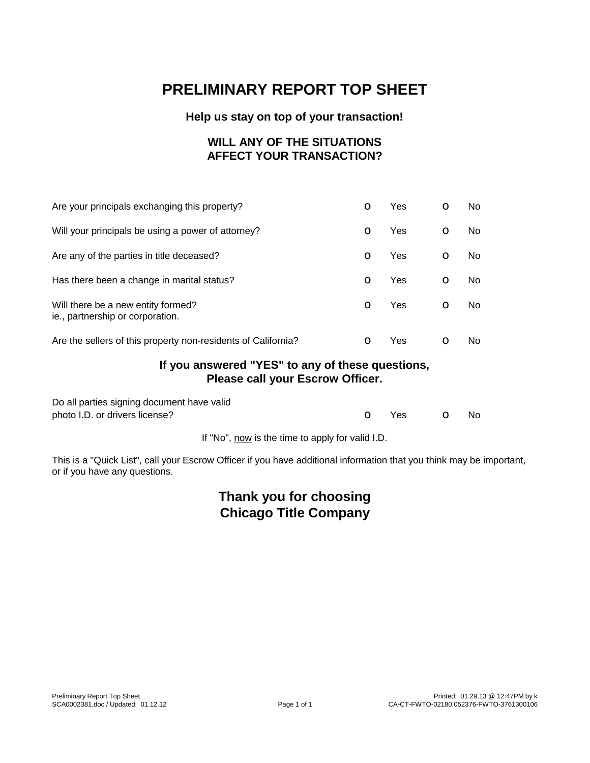# PRELIMINARY REPORT TOP SHEET

### Help us stay on top of your transaction!

### WILL ANY OF THE SITUATIONS AFFECT YOUR TRANSACTION?

| | | | | |
|---|---|---|---|---|
| Are your principals exchanging this property? | o | Yes | o | No |
| Will your principals be using a power of attorney? | o | Yes | o | No |
| Are any of the parties in title deceased? | o | Yes | o | No |
| Has there been a change in marital status? | o | Yes | o | No |
| Will there be a new entity formed? ie., partnership or corporation. | o | Yes | o | No |
| Are the sellers of this property non-residents of California? | o | Yes | o | No |

### If you answered "YES" to any of these questions, Please call your Escrow Officer.

| | | | | |
|---|---|---|---|---|
| Do all parties signing document have valid photo I.D. or drivers license? | o | Yes | o | No |

If "No", now is the time to apply for valid I.D.

This is a "Quick List", call your Escrow Officer if you have additional information that you think may be important, or if you have any questions.

## Thank you for choosing Chicago Title Company

Preliminary Report Top Sheet
SCA0002381.doc / Updated: 01.12.12

Printed: 01.29.13 @ 12:47PM by k
CA-CT-FWTO-02180.052376-FWTO-3761300106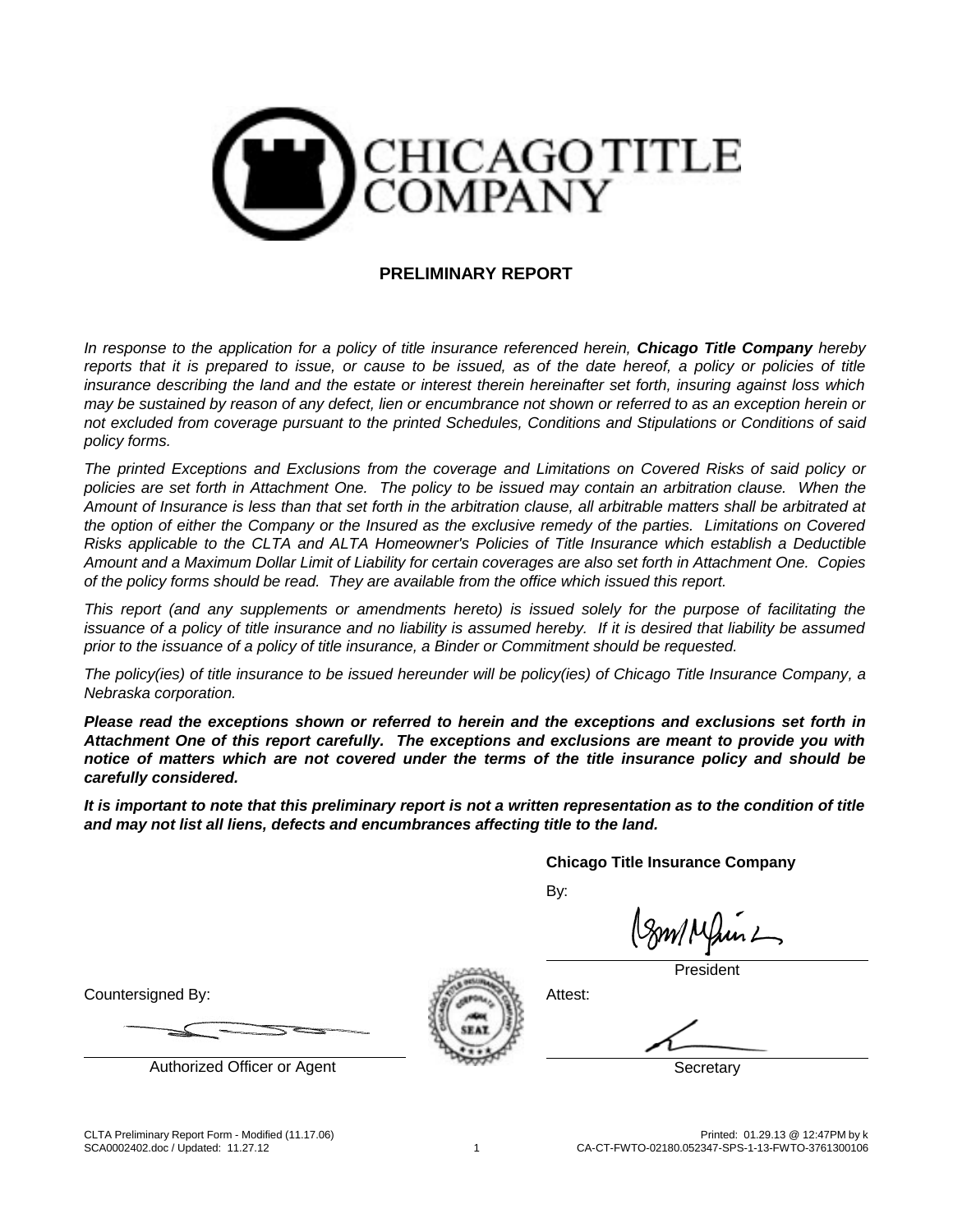# CHICAGO TITLE COMPANY

## PRELIMINARY REPORT

*In response to the application for a policy of title insurance referenced herein,* ***Chicago Title Company*** *hereby reports that it is prepared to issue, or cause to be issued, as of the date hereof, a policy or policies of title insurance describing the land and the estate or interest therein hereinafter set forth, insuring against loss which may be sustained by reason of any defect, lien or encumbrance not shown or referred to as an exception herein or not excluded from coverage pursuant to the printed Schedules, Conditions and Stipulations or Conditions of said policy forms.*

*The printed Exceptions and Exclusions from the coverage and Limitations on Covered Risks of said policy or policies are set forth in Attachment One. The policy to be issued may contain an arbitration clause. When the Amount of Insurance is less than that set forth in the arbitration clause, all arbitrable matters shall be arbitrated at the option of either the Company or the Insured as the exclusive remedy of the parties. Limitations on Covered Risks applicable to the CLTA and ALTA Homeowner's Policies of Title Insurance which establish a Deductible Amount and a Maximum Dollar Limit of Liability for certain coverages are also set forth in Attachment One. Copies of the policy forms should be read. They are available from the office which issued this report.*

*This report (and any supplements or amendments hereto) is issued solely for the purpose of facilitating the issuance of a policy of title insurance and no liability is assumed hereby. If it is desired that liability be assumed prior to the issuance of a policy of title insurance, a Binder or Commitment should be requested.*

*The policy(ies) of title insurance to be issued hereunder will be policy(ies) of Chicago Title Insurance Company, a Nebraska corporation.*

***Please read the exceptions shown or referred to herein and the exceptions and exclusions set forth in Attachment One of this report carefully. The exceptions and exclusions are meant to provide you with notice of matters which are not covered under the terms of the title insurance policy and should be carefully considered.***

***It is important to note that this preliminary report is not a written representation as to the condition of title and may not list all liens, defects and encumbrances affecting title to the land.***

**Chicago Title Insurance Company**

By:

President

Attest:

Secretary

Countersigned By:

Authorized Officer or Agent

CLTA Preliminary Report Form - Modified (11.17.06)
SCA0002402.doc / Updated: 11.27.12

Printed: 01.29.13 @ 12:47PM by k
CA-CT-FWTO-02180.052347-SPS-1-13-FWTO-3761300106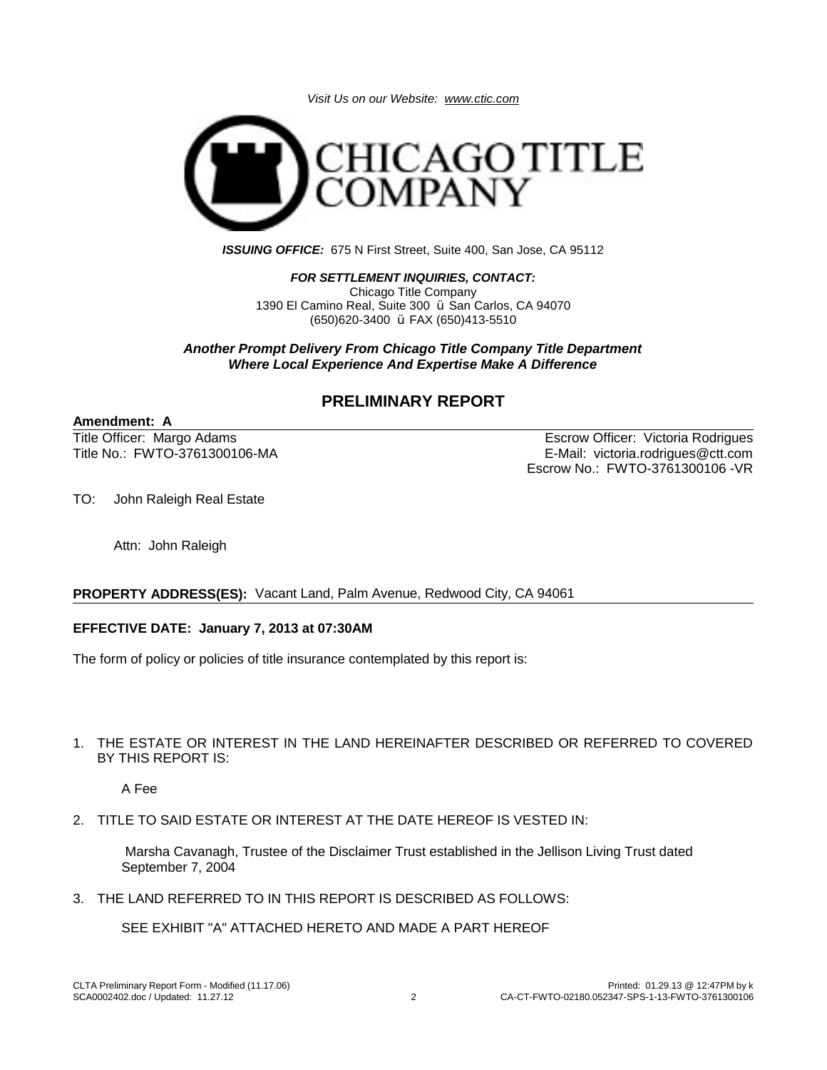*Visit Us on our Website: www.ctic.com*

CHICAGO TITLE COMPANY

***ISSUING OFFICE:*** 675 N First Street, Suite 400, San Jose, CA 95112

***FOR SETTLEMENT INQUIRIES, CONTACT:***
Chicago Title Company
1390 El Camino Real, Suite 300 ü San Carlos, CA 94070
(650)620-3400 ü FAX (650)413-5510

***Another Prompt Delivery From Chicago Title Company Title Department***
***Where Local Experience And Expertise Make A Difference***

## PRELIMINARY REPORT

**Amendment: A**

| | |
|---|---|
| Title Officer: Margo Adams | Escrow Officer: Victoria Rodrigues |
| Title No.: FWTO-3761300106-MA | E-Mail: victoria.rodrigues@ctt.com |
| | Escrow No.: FWTO-3761300106 -VR |

TO: John Raleigh Real Estate

Attn: John Raleigh

**PROPERTY ADDRESS(ES):** Vacant Land, Palm Avenue, Redwood City, CA 94061

**EFFECTIVE DATE: January 7, 2013 at 07:30AM**

The form of policy or policies of title insurance contemplated by this report is:

1. THE ESTATE OR INTEREST IN THE LAND HEREINAFTER DESCRIBED OR REFERRED TO COVERED BY THIS REPORT IS:

   A Fee

2. TITLE TO SAID ESTATE OR INTEREST AT THE DATE HEREOF IS VESTED IN:

   Marsha Cavanagh, Trustee of the Disclaimer Trust established in the Jellison Living Trust dated September 7, 2004

3. THE LAND REFERRED TO IN THIS REPORT IS DESCRIBED AS FOLLOWS:

   SEE EXHIBIT "A" ATTACHED HERETO AND MADE A PART HEREOF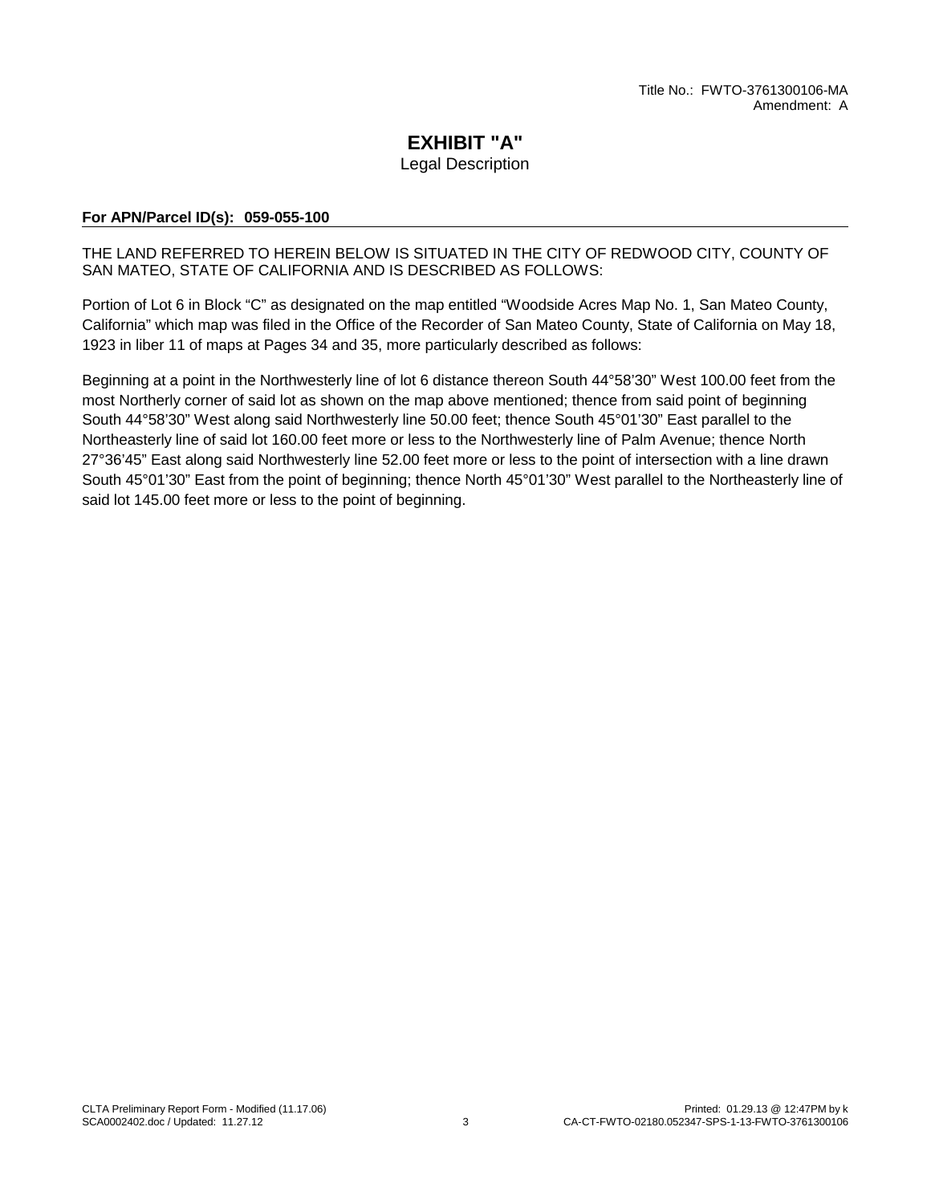Title No.: FWTO-3761300106-MA
Amendment: A

# EXHIBIT "A"

Legal Description

**For APN/Parcel ID(s): 059-055-100**

THE LAND REFERRED TO HEREIN BELOW IS SITUATED IN THE CITY OF REDWOOD CITY, COUNTY OF SAN MATEO, STATE OF CALIFORNIA AND IS DESCRIBED AS FOLLOWS:

Portion of Lot 6 in Block "C" as designated on the map entitled "Woodside Acres Map No. 1, San Mateo County, California" which map was filed in the Office of the Recorder of San Mateo County, State of California on May 18, 1923 in liber 11 of maps at Pages 34 and 35, more particularly described as follows:

Beginning at a point in the Northwesterly line of lot 6 distance thereon South 44°58'30" West 100.00 feet from the most Northerly corner of said lot as shown on the map above mentioned; thence from said point of beginning South 44°58'30" West along said Northwesterly line 50.00 feet; thence South 45°01'30" East parallel to the Northeasterly line of said lot 160.00 feet more or less to the Northwesterly line of Palm Avenue; thence North 27°36'45" East along said Northwesterly line 52.00 feet more or less to the point of intersection with a line drawn South 45°01'30" East from the point of beginning; thence North 45°01'30" West parallel to the Northeasterly line of said lot 145.00 feet more or less to the point of beginning.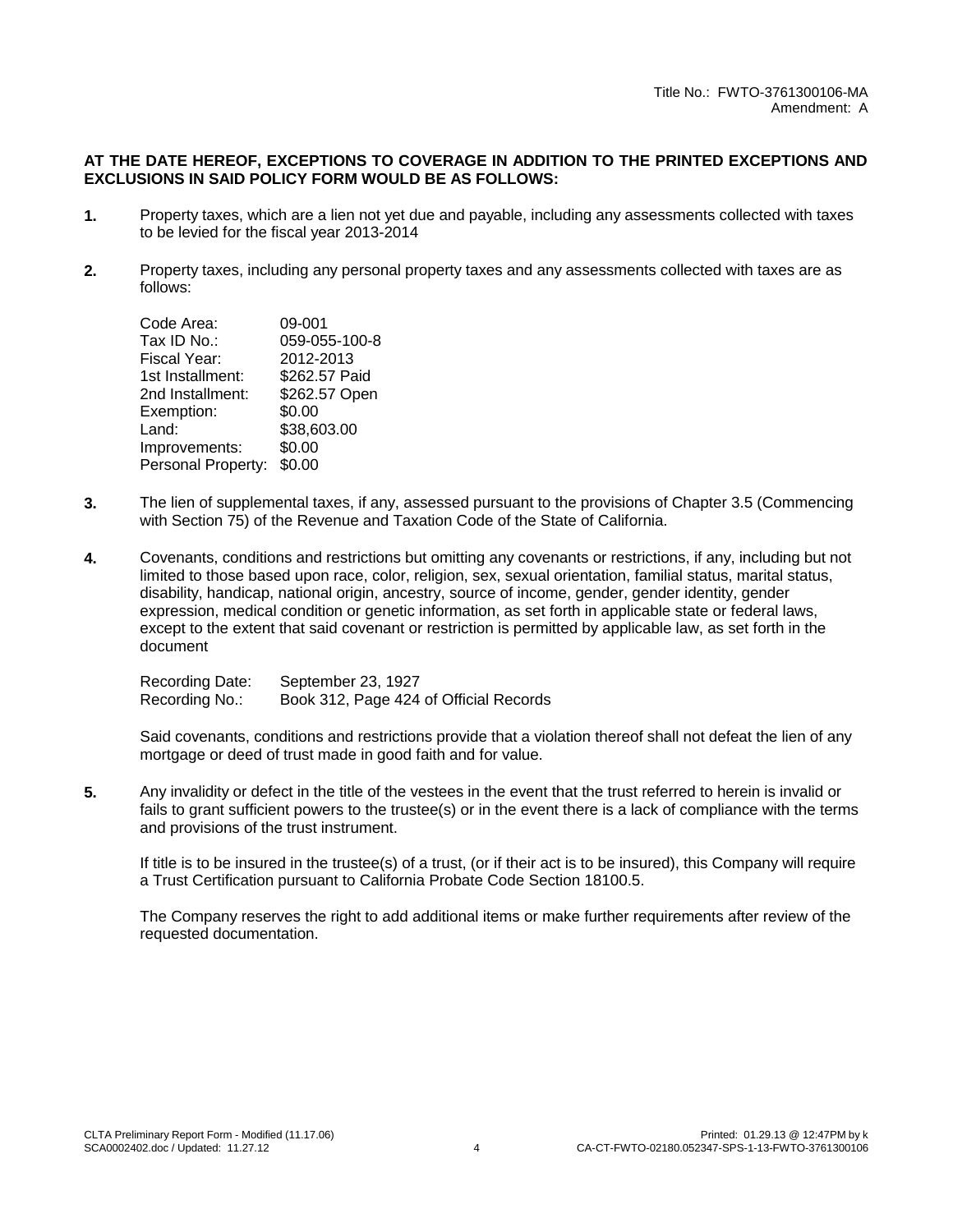Title No.: FWTO-3761300106-MA
Amendment: A

**AT THE DATE HEREOF, EXCEPTIONS TO COVERAGE IN ADDITION TO THE PRINTED EXCEPTIONS AND EXCLUSIONS IN SAID POLICY FORM WOULD BE AS FOLLOWS:**

**1.** Property taxes, which are a lien not yet due and payable, including any assessments collected with taxes to be levied for the fiscal year 2013-2014

**2.** Property taxes, including any personal property taxes and any assessments collected with taxes are as follows:

| | |
|---|---|
| Code Area: | 09-001 |
| Tax ID No.: | 059-055-100-8 |
| Fiscal Year: | 2012-2013 |
| 1st Installment: | $262.57 Paid |
| 2nd Installment: | $262.57 Open |
| Exemption: | $0.00 |
| Land: | $38,603.00 |
| Improvements: | $0.00 |
| Personal Property: | $0.00 |

**3.** The lien of supplemental taxes, if any, assessed pursuant to the provisions of Chapter 3.5 (Commencing with Section 75) of the Revenue and Taxation Code of the State of California.

**4.** Covenants, conditions and restrictions but omitting any covenants or restrictions, if any, including but not limited to those based upon race, color, religion, sex, sexual orientation, familial status, marital status, disability, handicap, national origin, ancestry, source of income, gender, gender identity, gender expression, medical condition or genetic information, as set forth in applicable state or federal laws, except to the extent that said covenant or restriction is permitted by applicable law, as set forth in the document

| | |
|---|---|
| Recording Date: | September 23, 1927 |
| Recording No.: | Book 312, Page 424 of Official Records |

Said covenants, conditions and restrictions provide that a violation thereof shall not defeat the lien of any mortgage or deed of trust made in good faith and for value.

**5.** Any invalidity or defect in the title of the vestees in the event that the trust referred to herein is invalid or fails to grant sufficient powers to the trustee(s) or in the event there is a lack of compliance with the terms and provisions of the trust instrument.

If title is to be insured in the trustee(s) of a trust, (or if their act is to be insured), this Company will require a Trust Certification pursuant to California Probate Code Section 18100.5.

The Company reserves the right to add additional items or make further requirements after review of the requested documentation.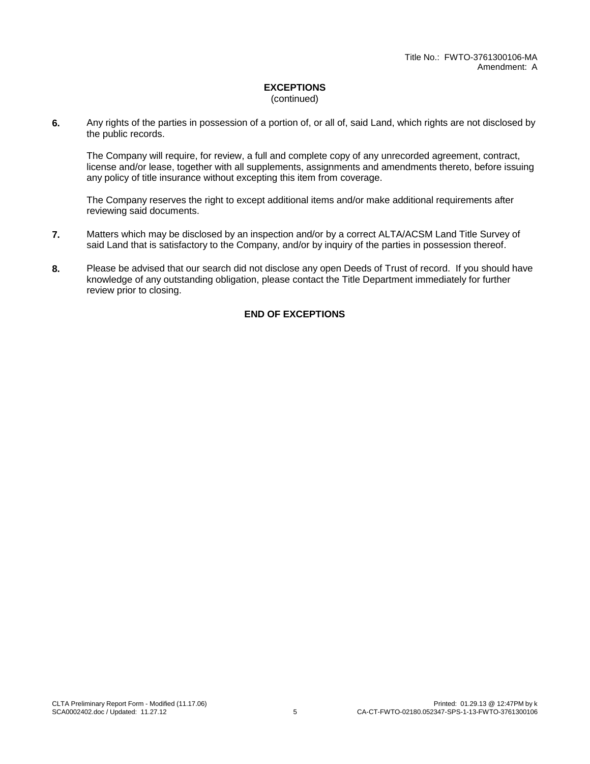Title No.: FWTO-3761300106-MA
Amendment: A

## EXCEPTIONS
(continued)

**6.** Any rights of the parties in possession of a portion of, or all of, said Land, which rights are not disclosed by the public records.

The Company will require, for review, a full and complete copy of any unrecorded agreement, contract, license and/or lease, together with all supplements, assignments and amendments thereto, before issuing any policy of title insurance without excepting this item from coverage.

The Company reserves the right to except additional items and/or make additional requirements after reviewing said documents.

**7.** Matters which may be disclosed by an inspection and/or by a correct ALTA/ACSM Land Title Survey of said Land that is satisfactory to the Company, and/or by inquiry of the parties in possession thereof.

**8.** Please be advised that our search did not disclose any open Deeds of Trust of record. If you should have knowledge of any outstanding obligation, please contact the Title Department immediately for further review prior to closing.

**END OF EXCEPTIONS**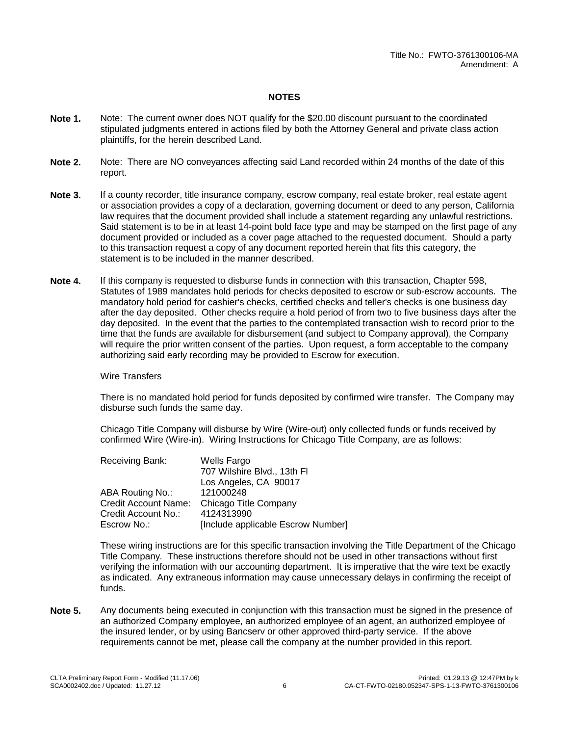Title No.: FWTO-3761300106-MA
Amendment: A

## NOTES

**Note 1.** Note: The current owner does NOT qualify for the $20.00 discount pursuant to the coordinated stipulated judgments entered in actions filed by both the Attorney General and private class action plaintiffs, for the herein described Land.

**Note 2.** Note: There are NO conveyances affecting said Land recorded within 24 months of the date of this report.

**Note 3.** If a county recorder, title insurance company, escrow company, real estate broker, real estate agent or association provides a copy of a declaration, governing document or deed to any person, California law requires that the document provided shall include a statement regarding any unlawful restrictions. Said statement is to be in at least 14-point bold face type and may be stamped on the first page of any document provided or included as a cover page attached to the requested document. Should a party to this transaction request a copy of any document reported herein that fits this category, the statement is to be included in the manner described.

**Note 4.** If this company is requested to disburse funds in connection with this transaction, Chapter 598, Statutes of 1989 mandates hold periods for checks deposited to escrow or sub-escrow accounts. The mandatory hold period for cashier's checks, certified checks and teller's checks is one business day after the day deposited. Other checks require a hold period of from two to five business days after the day deposited. In the event that the parties to the contemplated transaction wish to record prior to the time that the funds are available for disbursement (and subject to Company approval), the Company will require the prior written consent of the parties. Upon request, a form acceptable to the company authorizing said early recording may be provided to Escrow for execution.

Wire Transfers

There is no mandated hold period for funds deposited by confirmed wire transfer. The Company may disburse such funds the same day.

Chicago Title Company will disburse by Wire (Wire-out) only collected funds or funds received by confirmed Wire (Wire-in). Wiring Instructions for Chicago Title Company, are as follows:

| | |
|---|---|
| Receiving Bank: | Wells Fargo<br>707 Wilshire Blvd., 13th Fl<br>Los Angeles, CA 90017 |
| ABA Routing No.: | 121000248 |
| Credit Account Name: | Chicago Title Company |
| Credit Account No.: | 4124313990 |
| Escrow No.: | [Include applicable Escrow Number] |

These wiring instructions are for this specific transaction involving the Title Department of the Chicago Title Company. These instructions therefore should not be used in other transactions without first verifying the information with our accounting department. It is imperative that the wire text be exactly as indicated. Any extraneous information may cause unnecessary delays in confirming the receipt of funds.

**Note 5.** Any documents being executed in conjunction with this transaction must be signed in the presence of an authorized Company employee, an authorized employee of an agent, an authorized employee of the insured lender, or by using Bancserv or other approved third-party service. If the above requirements cannot be met, please call the company at the number provided in this report.

CLTA Preliminary Report Form - Modified (11.17.06)
SCA0002402.doc / Updated: 11.27.12

Printed: 01.29.13 @ 12:47PM by k
CA-CT-FWTO-02180.052347-SPS-1-13-FWTO-3761300106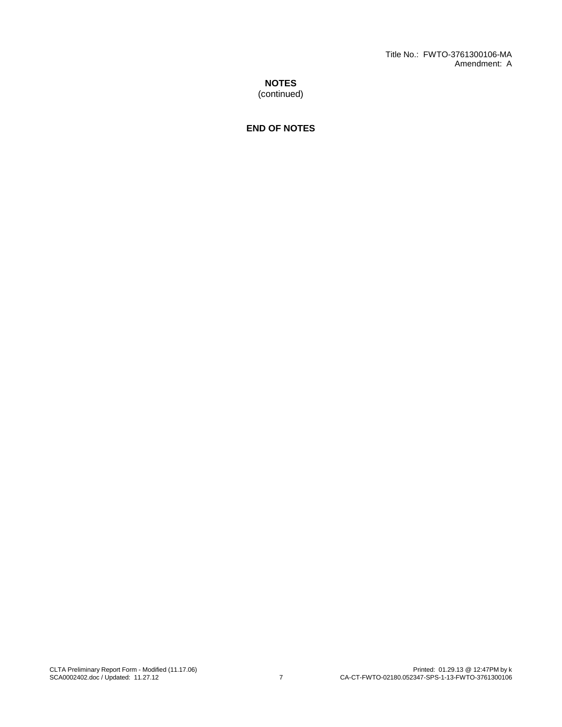**NOTES**
(continued)

**END OF NOTES**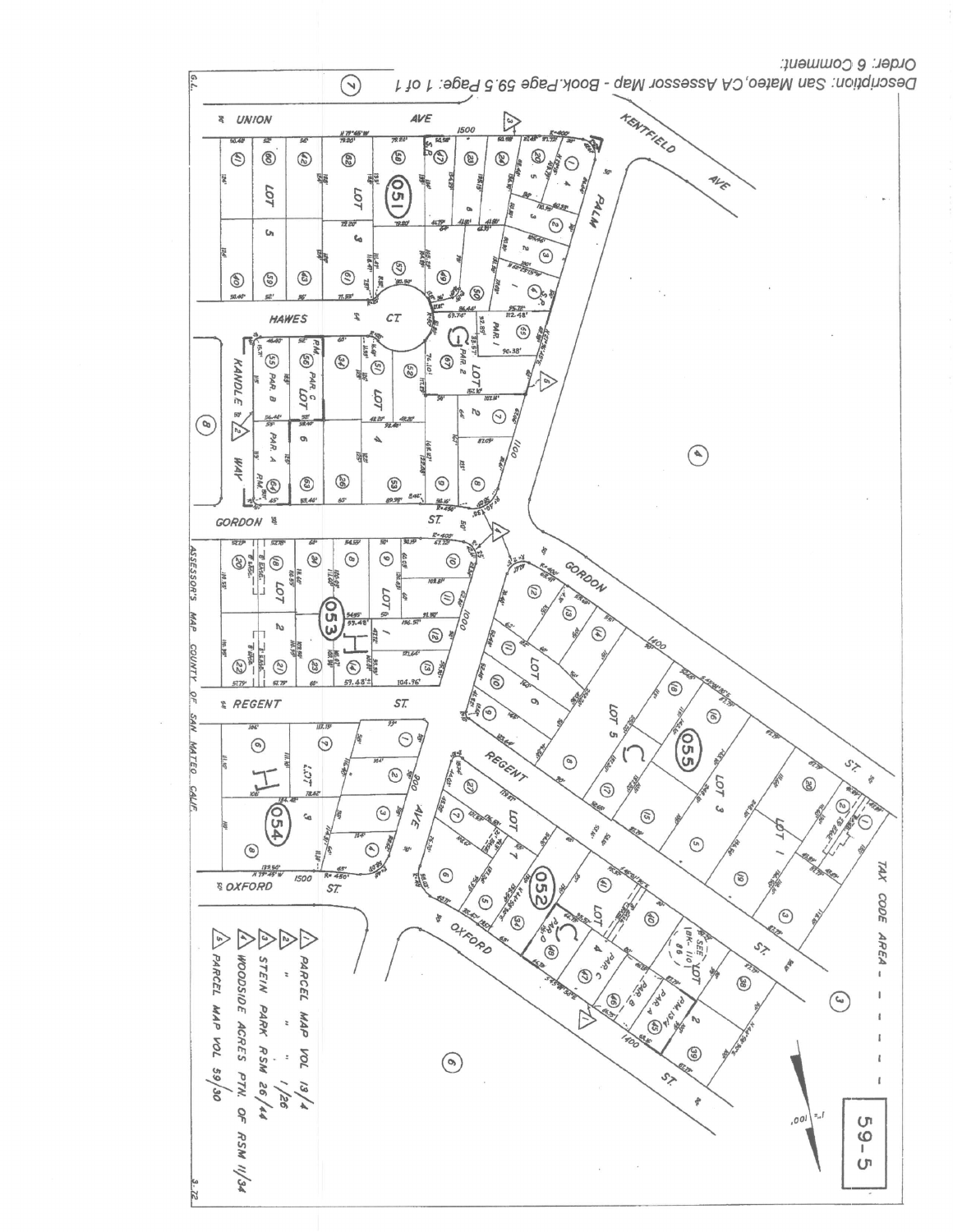Description: San Mateo,CA Assessor Map - Book.Page 59.5 Page: 1 of 1

Order: 6 Comment:

59-5

1" = 100'

TAX CODE AREA

UNION AVE

KENTFIELD AVE

PALM

HAWES CT.

KANDLE WAY

GORDON ST.

REGENT ST.

OXFORD ST.

051

052

053

054

055

1. PARCEL MAP VOL 13/4
2. " " " 1/26
3. STEIN PARK RSM 26/44
4. WOODSIDE ACRES PTN. OF RSM 11/34
5. PARCEL MAP VOL 59/30

ASSESSOR'S MAP COUNTY OF SAN MATEO CALIF.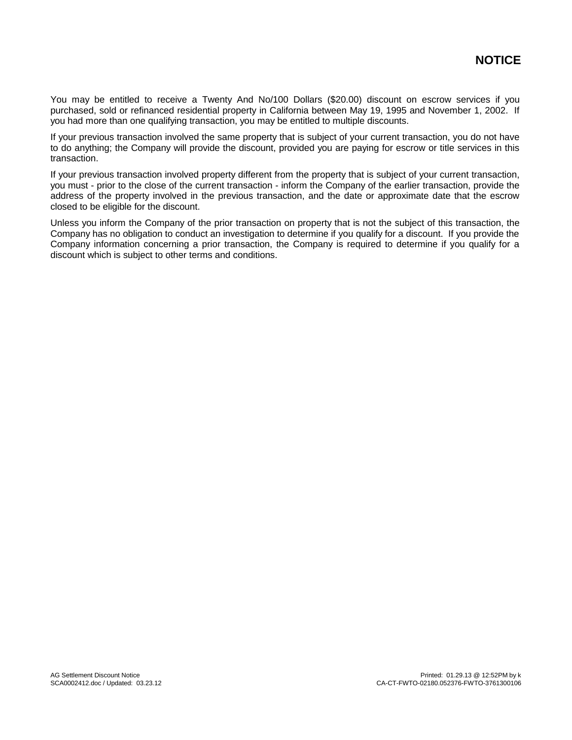# NOTICE

You may be entitled to receive a Twenty And No/100 Dollars ($20.00) discount on escrow services if you purchased, sold or refinanced residential property in California between May 19, 1995 and November 1, 2002. If you had more than one qualifying transaction, you may be entitled to multiple discounts.

If your previous transaction involved the same property that is subject of your current transaction, you do not have to do anything; the Company will provide the discount, provided you are paying for escrow or title services in this transaction.

If your previous transaction involved property different from the property that is subject of your current transaction, you must - prior to the close of the current transaction - inform the Company of the earlier transaction, provide the address of the property involved in the previous transaction, and the date or approximate date that the escrow closed to be eligible for the discount.

Unless you inform the Company of the prior transaction on property that is not the subject of this transaction, the Company has no obligation to conduct an investigation to determine if you qualify for a discount. If you provide the Company information concerning a prior transaction, the Company is required to determine if you qualify for a discount which is subject to other terms and conditions.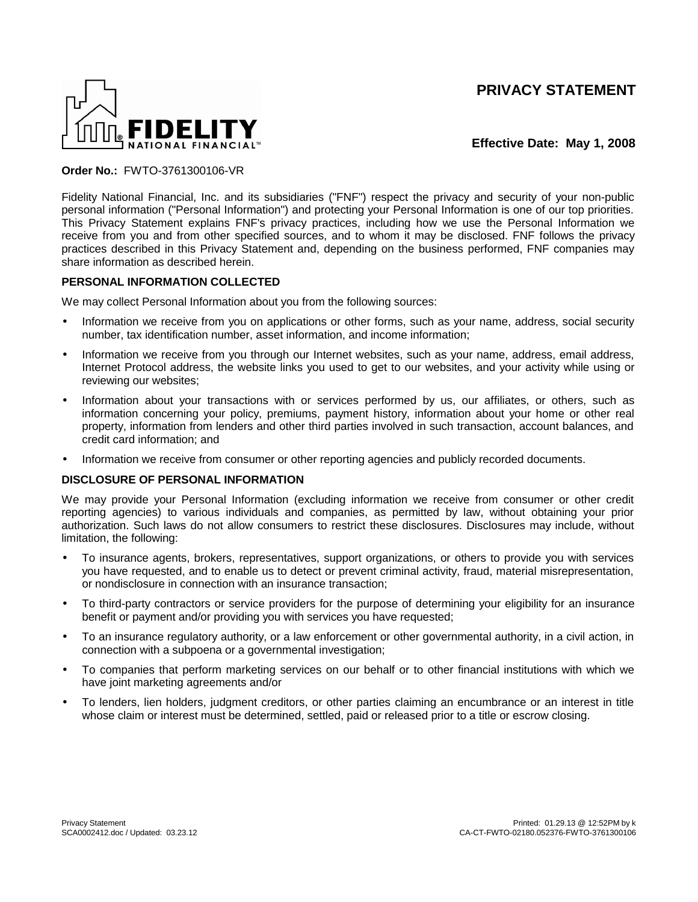# PRIVACY STATEMENT

FIDELITY NATIONAL FINANCIAL™

**Effective Date: May 1, 2008**

**Order No.:** FWTO-3761300106-VR

Fidelity National Financial, Inc. and its subsidiaries ("FNF") respect the privacy and security of your non-public personal information ("Personal Information") and protecting your Personal Information is one of our top priorities. This Privacy Statement explains FNF's privacy practices, including how we use the Personal Information we receive from you and from other specified sources, and to whom it may be disclosed. FNF follows the privacy practices described in this Privacy Statement and, depending on the business performed, FNF companies may share information as described herein.

## PERSONAL INFORMATION COLLECTED

We may collect Personal Information about you from the following sources:

- Information we receive from you on applications or other forms, such as your name, address, social security number, tax identification number, asset information, and income information;
- Information we receive from you through our Internet websites, such as your name, address, email address, Internet Protocol address, the website links you used to get to our websites, and your activity while using or reviewing our websites;
- Information about your transactions with or services performed by us, our affiliates, or others, such as information concerning your policy, premiums, payment history, information about your home or other real property, information from lenders and other third parties involved in such transaction, account balances, and credit card information; and
- Information we receive from consumer or other reporting agencies and publicly recorded documents.

## DISCLOSURE OF PERSONAL INFORMATION

We may provide your Personal Information (excluding information we receive from consumer or other credit reporting agencies) to various individuals and companies, as permitted by law, without obtaining your prior authorization. Such laws do not allow consumers to restrict these disclosures. Disclosures may include, without limitation, the following:

- To insurance agents, brokers, representatives, support organizations, or others to provide you with services you have requested, and to enable us to detect or prevent criminal activity, fraud, material misrepresentation, or nondisclosure in connection with an insurance transaction;
- To third-party contractors or service providers for the purpose of determining your eligibility for an insurance benefit or payment and/or providing you with services you have requested;
- To an insurance regulatory authority, or a law enforcement or other governmental authority, in a civil action, in connection with a subpoena or a governmental investigation;
- To companies that perform marketing services on our behalf or to other financial institutions with which we have joint marketing agreements and/or
- To lenders, lien holders, judgment creditors, or other parties claiming an encumbrance or an interest in title whose claim or interest must be determined, settled, paid or released prior to a title or escrow closing.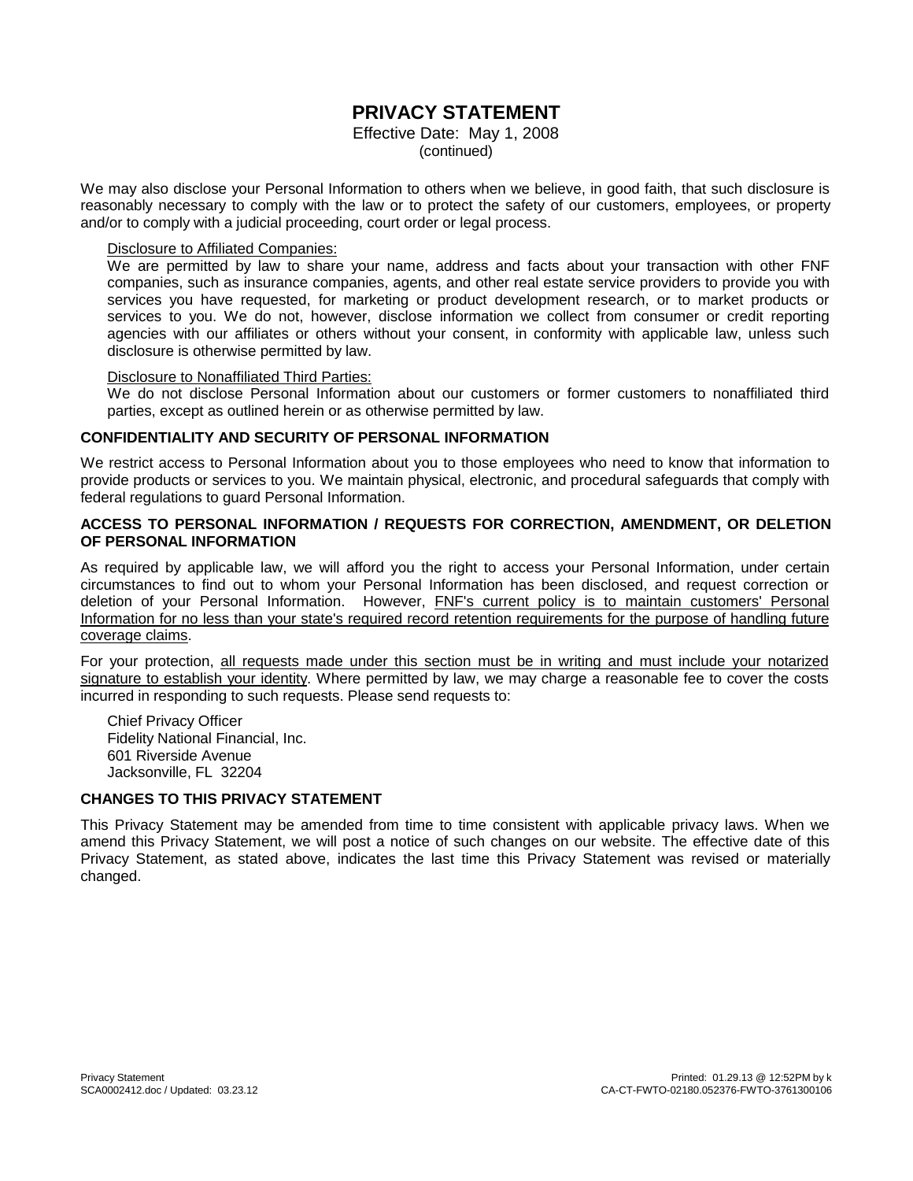# PRIVACY STATEMENT

Effective Date: May 1, 2008
(continued)

We may also disclose your Personal Information to others when we believe, in good faith, that such disclosure is reasonably necessary to comply with the law or to protect the safety of our customers, employees, or property and/or to comply with a judicial proceeding, court order or legal process.

Disclosure to Affiliated Companies:
We are permitted by law to share your name, address and facts about your transaction with other FNF companies, such as insurance companies, agents, and other real estate service providers to provide you with services you have requested, for marketing or product development research, or to market products or services to you. We do not, however, disclose information we collect from consumer or credit reporting agencies with our affiliates or others without your consent, in conformity with applicable law, unless such disclosure is otherwise permitted by law.

Disclosure to Nonaffiliated Third Parties:
We do not disclose Personal Information about our customers or former customers to nonaffiliated third parties, except as outlined herein or as otherwise permitted by law.

## CONFIDENTIALITY AND SECURITY OF PERSONAL INFORMATION

We restrict access to Personal Information about you to those employees who need to know that information to provide products or services to you. We maintain physical, electronic, and procedural safeguards that comply with federal regulations to guard Personal Information.

## ACCESS TO PERSONAL INFORMATION / REQUESTS FOR CORRECTION, AMENDMENT, OR DELETION OF PERSONAL INFORMATION

As required by applicable law, we will afford you the right to access your Personal Information, under certain circumstances to find out to whom your Personal Information has been disclosed, and request correction or deletion of your Personal Information. However, FNF's current policy is to maintain customers' Personal Information for no less than your state's required record retention requirements for the purpose of handling future coverage claims.

For your protection, all requests made under this section must be in writing and must include your notarized signature to establish your identity. Where permitted by law, we may charge a reasonable fee to cover the costs incurred in responding to such requests. Please send requests to:

Chief Privacy Officer
Fidelity National Financial, Inc.
601 Riverside Avenue
Jacksonville, FL 32204

## CHANGES TO THIS PRIVACY STATEMENT

This Privacy Statement may be amended from time to time consistent with applicable privacy laws. When we amend this Privacy Statement, we will post a notice of such changes on our website. The effective date of this Privacy Statement, as stated above, indicates the last time this Privacy Statement was revised or materially changed.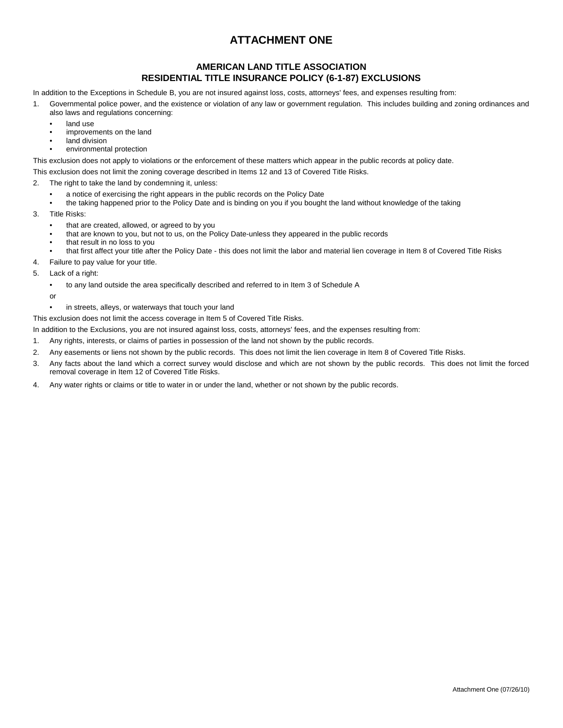# ATTACHMENT ONE

## AMERICAN LAND TITLE ASSOCIATION
## RESIDENTIAL TITLE INSURANCE POLICY (6-1-87) EXCLUSIONS

In addition to the Exceptions in Schedule B, you are not insured against loss, costs, attorneys' fees, and expenses resulting from:

1. Governmental police power, and the existence or violation of any law or government regulation. This includes building and zoning ordinances and also laws and regulations concerning:
   - land use
   - improvements on the land
   - land division
   - environmental protection

This exclusion does not apply to violations or the enforcement of these matters which appear in the public records at policy date.

This exclusion does not limit the zoning coverage described in Items 12 and 13 of Covered Title Risks.

2. The right to take the land by condemning it, unless:
   - a notice of exercising the right appears in the public records on the Policy Date
   - the taking happened prior to the Policy Date and is binding on you if you bought the land without knowledge of the taking
3. Title Risks:
   - that are created, allowed, or agreed to by you
   - that are known to you, but not to us, on the Policy Date-unless they appeared in the public records
   - that result in no loss to you
   - that first affect your title after the Policy Date - this does not limit the labor and material lien coverage in Item 8 of Covered Title Risks
4. Failure to pay value for your title.
5. Lack of a right:
   - to any land outside the area specifically described and referred to in Item 3 of Schedule A

   or

   - in streets, alleys, or waterways that touch your land

This exclusion does not limit the access coverage in Item 5 of Covered Title Risks.

In addition to the Exclusions, you are not insured against loss, costs, attorneys' fees, and the expenses resulting from:

1. Any rights, interests, or claims of parties in possession of the land not shown by the public records.
2. Any easements or liens not shown by the public records. This does not limit the lien coverage in Item 8 of Covered Title Risks.
3. Any facts about the land which a correct survey would disclose and which are not shown by the public records. This does not limit the forced removal coverage in Item 12 of Covered Title Risks.
4. Any water rights or claims or title to water in or under the land, whether or not shown by the public records.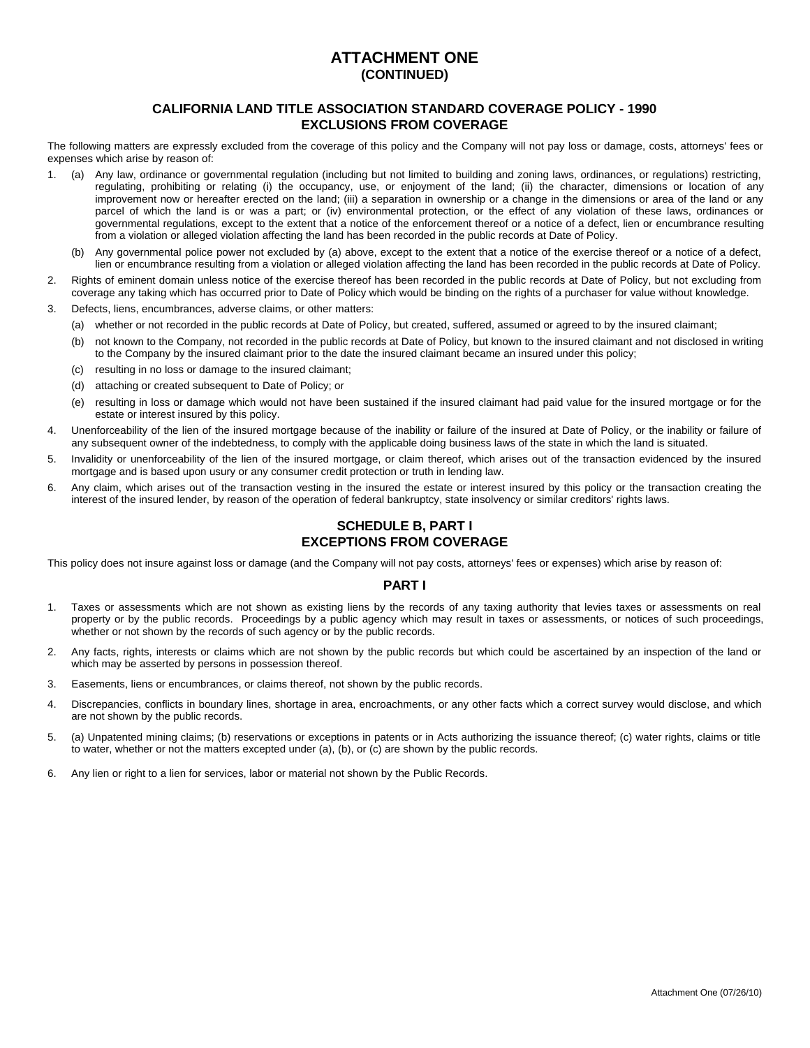# ATTACHMENT ONE
**(CONTINUED)**

## CALIFORNIA LAND TITLE ASSOCIATION STANDARD COVERAGE POLICY - 1990
## EXCLUSIONS FROM COVERAGE

The following matters are expressly excluded from the coverage of this policy and the Company will not pay loss or damage, costs, attorneys' fees or expenses which arise by reason of:

1. (a) Any law, ordinance or governmental regulation (including but not limited to building and zoning laws, ordinances, or regulations) restricting, regulating, prohibiting or relating (i) the occupancy, use, or enjoyment of the land; (ii) the character, dimensions or location of any improvement now or hereafter erected on the land; (iii) a separation in ownership or a change in the dimensions or area of the land or any parcel of which the land is or was a part; or (iv) environmental protection, or the effect of any violation of these laws, ordinances or governmental regulations, except to the extent that a notice of the enforcement thereof or a notice of a defect, lien or encumbrance resulting from a violation or alleged violation affecting the land has been recorded in the public records at Date of Policy.

   (b) Any governmental police power not excluded by (a) above, except to the extent that a notice of the exercise thereof or a notice of a defect, lien or encumbrance resulting from a violation or alleged violation affecting the land has been recorded in the public records at Date of Policy.
2. Rights of eminent domain unless notice of the exercise thereof has been recorded in the public records at Date of Policy, but not excluding from coverage any taking which has occurred prior to Date of Policy which would be binding on the rights of a purchaser for value without knowledge.
3. Defects, liens, encumbrances, adverse claims, or other matters:
   (a) whether or not recorded in the public records at Date of Policy, but created, suffered, assumed or agreed to by the insured claimant;
   (b) not known to the Company, not recorded in the public records at Date of Policy, but known to the insured claimant and not disclosed in writing to the Company by the insured claimant prior to the date the insured claimant became an insured under this policy;
   (c) resulting in no loss or damage to the insured claimant;
   (d) attaching or created subsequent to Date of Policy; or
   (e) resulting in loss or damage which would not have been sustained if the insured claimant had paid value for the insured mortgage or for the estate or interest insured by this policy.
4. Unenforceability of the lien of the insured mortgage because of the inability or failure of the insured at Date of Policy, or the inability or failure of any subsequent owner of the indebtedness, to comply with the applicable doing business laws of the state in which the land is situated.
5. Invalidity or unenforceability of the lien of the insured mortgage, or claim thereof, which arises out of the transaction evidenced by the insured mortgage and is based upon usury or any consumer credit protection or truth in lending law.
6. Any claim, which arises out of the transaction vesting in the insured the estate or interest insured by this policy or the transaction creating the interest of the insured lender, by reason of the operation of federal bankruptcy, state insolvency or similar creditors' rights laws.

## SCHEDULE B, PART I
## EXCEPTIONS FROM COVERAGE

This policy does not insure against loss or damage (and the Company will not pay costs, attorneys' fees or expenses) which arise by reason of:

### PART I

1. Taxes or assessments which are not shown as existing liens by the records of any taxing authority that levies taxes or assessments on real property or by the public records. Proceedings by a public agency which may result in taxes or assessments, or notices of such proceedings, whether or not shown by the records of such agency or by the public records.
2. Any facts, rights, interests or claims which are not shown by the public records but which could be ascertained by an inspection of the land or which may be asserted by persons in possession thereof.
3. Easements, liens or encumbrances, or claims thereof, not shown by the public records.
4. Discrepancies, conflicts in boundary lines, shortage in area, encroachments, or any other facts which a correct survey would disclose, and which are not shown by the public records.
5. (a) Unpatented mining claims; (b) reservations or exceptions in patents or in Acts authorizing the issuance thereof; (c) water rights, claims or title to water, whether or not the matters excepted under (a), (b), or (c) are shown by the public records.
6. Any lien or right to a lien for services, labor or material not shown by the Public Records.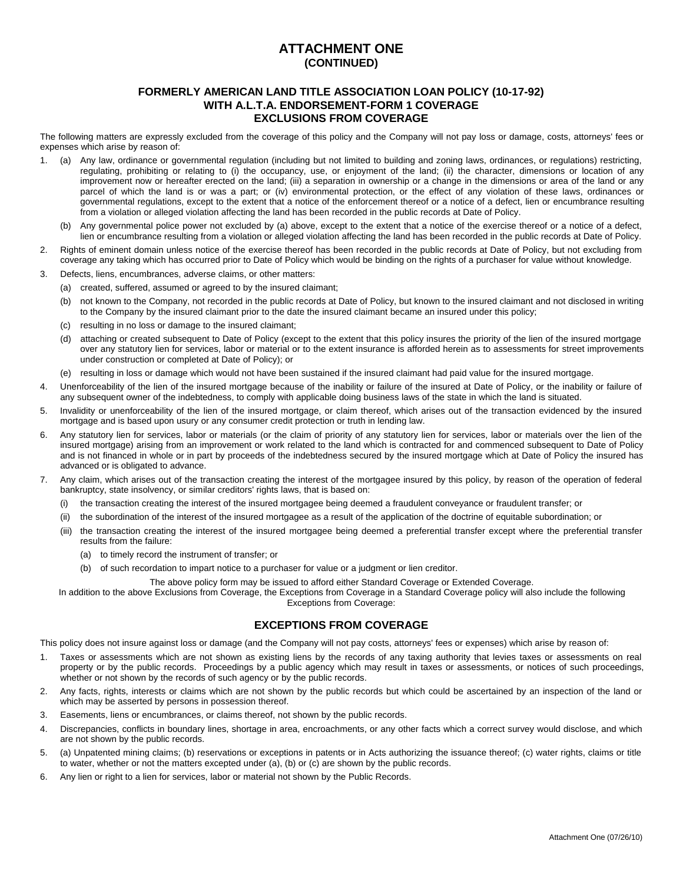# ATTACHMENT ONE
## (CONTINUED)

### FORMERLY AMERICAN LAND TITLE ASSOCIATION LOAN POLICY (10-17-92) WITH A.L.T.A. ENDORSEMENT-FORM 1 COVERAGE EXCLUSIONS FROM COVERAGE

The following matters are expressly excluded from the coverage of this policy and the Company will not pay loss or damage, costs, attorneys' fees or expenses which arise by reason of:

1. (a) Any law, ordinance or governmental regulation (including but not limited to building and zoning laws, ordinances, or regulations) restricting, regulating, prohibiting or relating to (i) the occupancy, use, or enjoyment of the land; (ii) the character, dimensions or location of any improvement now or hereafter erected on the land; (iii) a separation in ownership or a change in the dimensions or area of the land or any parcel of which the land is or was a part; or (iv) environmental protection, or the effect of any violation of these laws, ordinances or governmental regulations, except to the extent that a notice of the enforcement thereof or a notice of a defect, lien or encumbrance resulting from a violation or alleged violation affecting the land has been recorded in the public records at Date of Policy.

   (b) Any governmental police power not excluded by (a) above, except to the extent that a notice of the exercise thereof or a notice of a defect, lien or encumbrance resulting from a violation or alleged violation affecting the land has been recorded in the public records at Date of Policy.
2. Rights of eminent domain unless notice of the exercise thereof has been recorded in the public records at Date of Policy, but not excluding from coverage any taking which has occurred prior to Date of Policy which would be binding on the rights of a purchaser for value without knowledge.
3. Defects, liens, encumbrances, adverse claims, or other matters:
   (a) created, suffered, assumed or agreed to by the insured claimant;
   (b) not known to the Company, not recorded in the public records at Date of Policy, but known to the insured claimant and not disclosed in writing to the Company by the insured claimant prior to the date the insured claimant became an insured under this policy;
   (c) resulting in no loss or damage to the insured claimant;
   (d) attaching or created subsequent to Date of Policy (except to the extent that this policy insures the priority of the lien of the insured mortgage over any statutory lien for services, labor or material or to the extent insurance is afforded herein as to assessments for street improvements under construction or completed at Date of Policy); or
   (e) resulting in loss or damage which would not have been sustained if the insured claimant had paid value for the insured mortgage.
4. Unenforceability of the lien of the insured mortgage because of the inability or failure of the insured at Date of Policy, or the inability or failure of any subsequent owner of the indebtedness, to comply with applicable doing business laws of the state in which the land is situated.
5. Invalidity or unenforceability of the lien of the insured mortgage, or claim thereof, which arises out of the transaction evidenced by the insured mortgage and is based upon usury or any consumer credit protection or truth in lending law.
6. Any statutory lien for services, labor or materials (or the claim of priority of any statutory lien for services, labor or materials over the lien of the insured mortgage) arising from an improvement or work related to the land which is contracted for and commenced subsequent to Date of Policy and is not financed in whole or in part by proceeds of the indebtedness secured by the insured mortgage which at Date of Policy the insured has advanced or is obligated to advance.
7. Any claim, which arises out of the transaction creating the interest of the mortgagee insured by this policy, by reason of the operation of federal bankruptcy, state insolvency, or similar creditors' rights laws, that is based on:
   (i) the transaction creating the interest of the insured mortgagee being deemed a fraudulent conveyance or fraudulent transfer; or
   (ii) the subordination of the interest of the insured mortgagee as a result of the application of the doctrine of equitable subordination; or
   (iii) the transaction creating the interest of the insured mortgagee being deemed a preferential transfer except where the preferential transfer results from the failure:
      (a) to timely record the instrument of transfer; or
      (b) of such recordation to impart notice to a purchaser for value or a judgment or lien creditor.

The above policy form may be issued to afford either Standard Coverage or Extended Coverage.
In addition to the above Exclusions from Coverage, the Exceptions from Coverage in a Standard Coverage policy will also include the following Exceptions from Coverage:

### EXCEPTIONS FROM COVERAGE

This policy does not insure against loss or damage (and the Company will not pay costs, attorneys' fees or expenses) which arise by reason of:

1. Taxes or assessments which are not shown as existing liens by the records of any taxing authority that levies taxes or assessments on real property or by the public records. Proceedings by a public agency which may result in taxes or assessments, or notices of such proceedings, whether or not shown by the records of such agency or by the public records.
2. Any facts, rights, interests or claims which are not shown by the public records but which could be ascertained by an inspection of the land or which may be asserted by persons in possession thereof.
3. Easements, liens or encumbrances, or claims thereof, not shown by the public records.
4. Discrepancies, conflicts in boundary lines, shortage in area, encroachments, or any other facts which a correct survey would disclose, and which are not shown by the public records.
5. (a) Unpatented mining claims; (b) reservations or exceptions in patents or in Acts authorizing the issuance thereof; (c) water rights, claims or title to water, whether or not the matters excepted under (a), (b) or (c) are shown by the public records.
6. Any lien or right to a lien for services, labor or material not shown by the Public Records.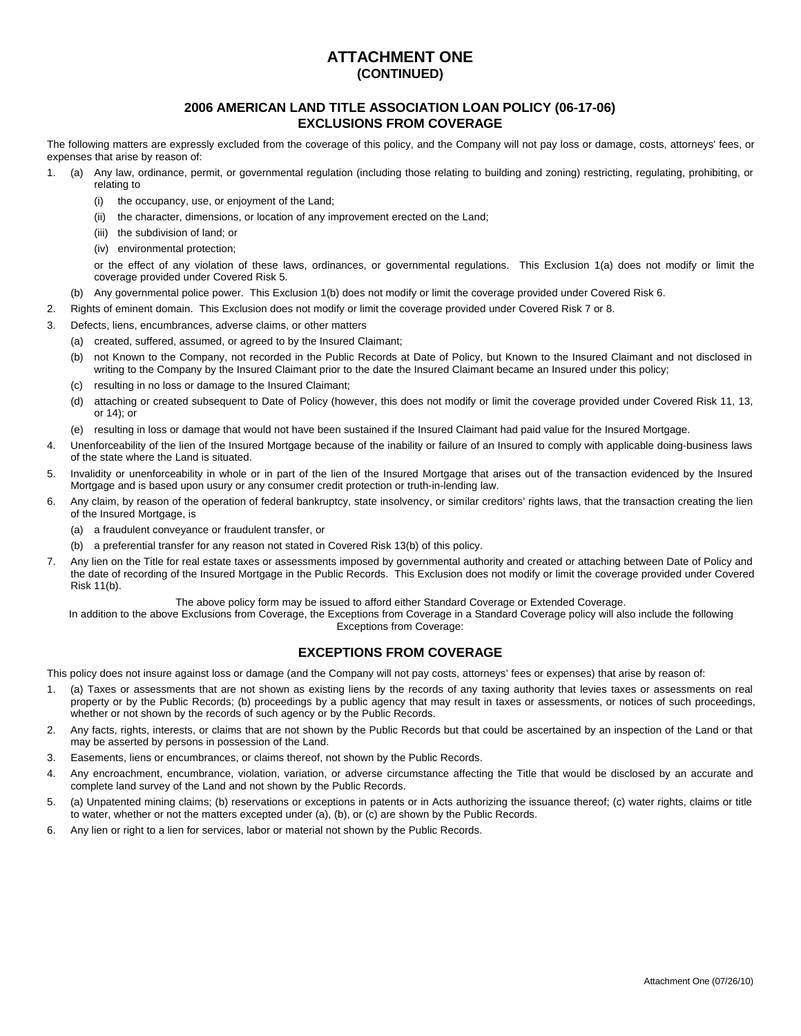# ATTACHMENT ONE
## (CONTINUED)

## 2006 AMERICAN LAND TITLE ASSOCIATION LOAN POLICY (06-17-06)
## EXCLUSIONS FROM COVERAGE

The following matters are expressly excluded from the coverage of this policy, and the Company will not pay loss or damage, costs, attorneys' fees, or expenses that arise by reason of:

1. (a) Any law, ordinance, permit, or governmental regulation (including those relating to building and zoning) restricting, regulating, prohibiting, or relating to
   - (i) the occupancy, use, or enjoyment of the Land;
   - (ii) the character, dimensions, or location of any improvement erected on the Land;
   - (iii) the subdivision of land; or
   - (iv) environmental protection;

   or the effect of any violation of these laws, ordinances, or governmental regulations. This Exclusion 1(a) does not modify or limit the coverage provided under Covered Risk 5.

   (b) Any governmental police power. This Exclusion 1(b) does not modify or limit the coverage provided under Covered Risk 6.
2. Rights of eminent domain. This Exclusion does not modify or limit the coverage provided under Covered Risk 7 or 8.
3. Defects, liens, encumbrances, adverse claims, or other matters
   - (a) created, suffered, assumed, or agreed to by the Insured Claimant;
   - (b) not Known to the Company, not recorded in the Public Records at Date of Policy, but Known to the Insured Claimant and not disclosed in writing to the Company by the Insured Claimant prior to the date the Insured Claimant became an Insured under this policy;
   - (c) resulting in no loss or damage to the Insured Claimant;
   - (d) attaching or created subsequent to Date of Policy (however, this does not modify or limit the coverage provided under Covered Risk 11, 13, or 14); or
   - (e) resulting in loss or damage that would not have been sustained if the Insured Claimant had paid value for the Insured Mortgage.
4. Unenforceability of the lien of the Insured Mortgage because of the inability or failure of an Insured to comply with applicable doing-business laws of the state where the Land is situated.
5. Invalidity or unenforceability in whole or in part of the lien of the Insured Mortgage that arises out of the transaction evidenced by the Insured Mortgage and is based upon usury or any consumer credit protection or truth-in-lending law.
6. Any claim, by reason of the operation of federal bankruptcy, state insolvency, or similar creditors' rights laws, that the transaction creating the lien of the Insured Mortgage, is
   - (a) a fraudulent conveyance or fraudulent transfer, or
   - (b) a preferential transfer for any reason not stated in Covered Risk 13(b) of this policy.
7. Any lien on the Title for real estate taxes or assessments imposed by governmental authority and created or attaching between Date of Policy and the date of recording of the Insured Mortgage in the Public Records. This Exclusion does not modify or limit the coverage provided under Covered Risk 11(b).

The above policy form may be issued to afford either Standard Coverage or Extended Coverage.
In addition to the above Exclusions from Coverage, the Exceptions from Coverage in a Standard Coverage policy will also include the following Exceptions from Coverage:

## EXCEPTIONS FROM COVERAGE

This policy does not insure against loss or damage (and the Company will not pay costs, attorneys' fees or expenses) that arise by reason of:

1. (a) Taxes or assessments that are not shown as existing liens by the records of any taxing authority that levies taxes or assessments on real property or by the Public Records; (b) proceedings by a public agency that may result in taxes or assessments, or notices of such proceedings, whether or not shown by the records of such agency or by the Public Records.
2. Any facts, rights, interests, or claims that are not shown by the Public Records but that could be ascertained by an inspection of the Land or that may be asserted by persons in possession of the Land.
3. Easements, liens or encumbrances, or claims thereof, not shown by the Public Records.
4. Any encroachment, encumbrance, violation, variation, or adverse circumstance affecting the Title that would be disclosed by an accurate and complete land survey of the Land and not shown by the Public Records.
5. (a) Unpatented mining claims; (b) reservations or exceptions in patents or in Acts authorizing the issuance thereof; (c) water rights, claims or title to water, whether or not the matters excepted under (a), (b), or (c) are shown by the Public Records.
6. Any lien or right to a lien for services, labor or material not shown by the Public Records.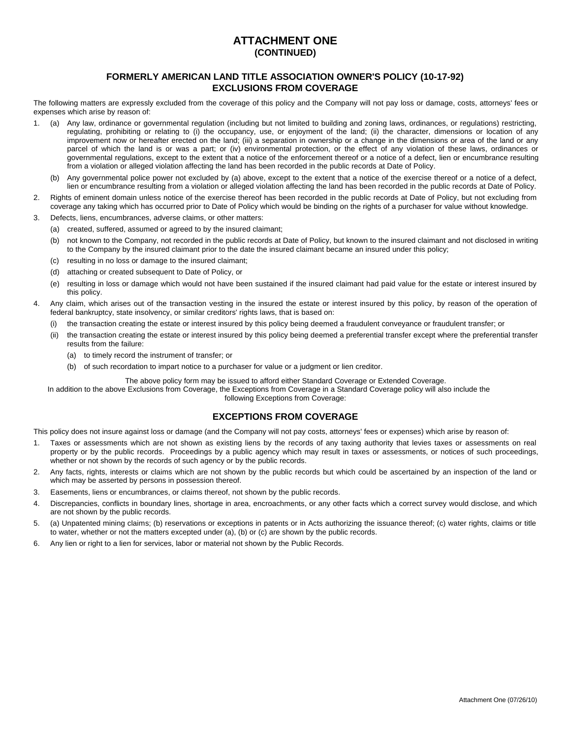# ATTACHMENT ONE
## (CONTINUED)

### FORMERLY AMERICAN LAND TITLE ASSOCIATION OWNER'S POLICY (10-17-92) EXCLUSIONS FROM COVERAGE

The following matters are expressly excluded from the coverage of this policy and the Company will not pay loss or damage, costs, attorneys' fees or expenses which arise by reason of:

1. (a) Any law, ordinance or governmental regulation (including but not limited to building and zoning laws, ordinances, or regulations) restricting, regulating, prohibiting or relating to (i) the occupancy, use, or enjoyment of the land; (ii) the character, dimensions or location of any improvement now or hereafter erected on the land; (iii) a separation in ownership or a change in the dimensions or area of the land or any parcel of which the land is or was a part; or (iv) environmental protection, or the effect of any violation of these laws, ordinances or governmental regulations, except to the extent that a notice of the enforcement thereof or a notice of a defect, lien or encumbrance resulting from a violation or alleged violation affecting the land has been recorded in the public records at Date of Policy.

   (b) Any governmental police power not excluded by (a) above, except to the extent that a notice of the exercise thereof or a notice of a defect, lien or encumbrance resulting from a violation or alleged violation affecting the land has been recorded in the public records at Date of Policy.

2. Rights of eminent domain unless notice of the exercise thereof has been recorded in the public records at Date of Policy, but not excluding from coverage any taking which has occurred prior to Date of Policy which would be binding on the rights of a purchaser for value without knowledge.

3. Defects, liens, encumbrances, adverse claims, or other matters:
   (a) created, suffered, assumed or agreed to by the insured claimant;
   (b) not known to the Company, not recorded in the public records at Date of Policy, but known to the insured claimant and not disclosed in writing to the Company by the insured claimant prior to the date the insured claimant became an insured under this policy;
   (c) resulting in no loss or damage to the insured claimant;
   (d) attaching or created subsequent to Date of Policy, or
   (e) resulting in loss or damage which would not have been sustained if the insured claimant had paid value for the estate or interest insured by this policy.

4. Any claim, which arises out of the transaction vesting in the insured the estate or interest insured by this policy, by reason of the operation of federal bankruptcy, state insolvency, or similar creditors' rights laws, that is based on:
   (i) the transaction creating the estate or interest insured by this policy being deemed a fraudulent conveyance or fraudulent transfer; or
   (ii) the transaction creating the estate or interest insured by this policy being deemed a preferential transfer except where the preferential transfer results from the failure:
      (a) to timely record the instrument of transfer; or
      (b) of such recordation to impart notice to a purchaser for value or a judgment or lien creditor.

The above policy form may be issued to afford either Standard Coverage or Extended Coverage. In addition to the above Exclusions from Coverage, the Exceptions from Coverage in a Standard Coverage policy will also include the following Exceptions from Coverage:

### EXCEPTIONS FROM COVERAGE

This policy does not insure against loss or damage (and the Company will not pay costs, attorneys' fees or expenses) which arise by reason of:

1. Taxes or assessments which are not shown as existing liens by the records of any taxing authority that levies taxes or assessments on real property or by the public records. Proceedings by a public agency which may result in taxes or assessments, or notices of such proceedings, whether or not shown by the records of such agency or by the public records.
2. Any facts, rights, interests or claims which are not shown by the public records but which could be ascertained by an inspection of the land or which may be asserted by persons in possession thereof.
3. Easements, liens or encumbrances, or claims thereof, not shown by the public records.
4. Discrepancies, conflicts in boundary lines, shortage in area, encroachments, or any other facts which a correct survey would disclose, and which are not shown by the public records.
5. (a) Unpatented mining claims; (b) reservations or exceptions in patents or in Acts authorizing the issuance thereof; (c) water rights, claims or title to water, whether or not the matters excepted under (a), (b) or (c) are shown by the public records.
6. Any lien or right to a lien for services, labor or material not shown by the Public Records.

Attachment One (07/26/10)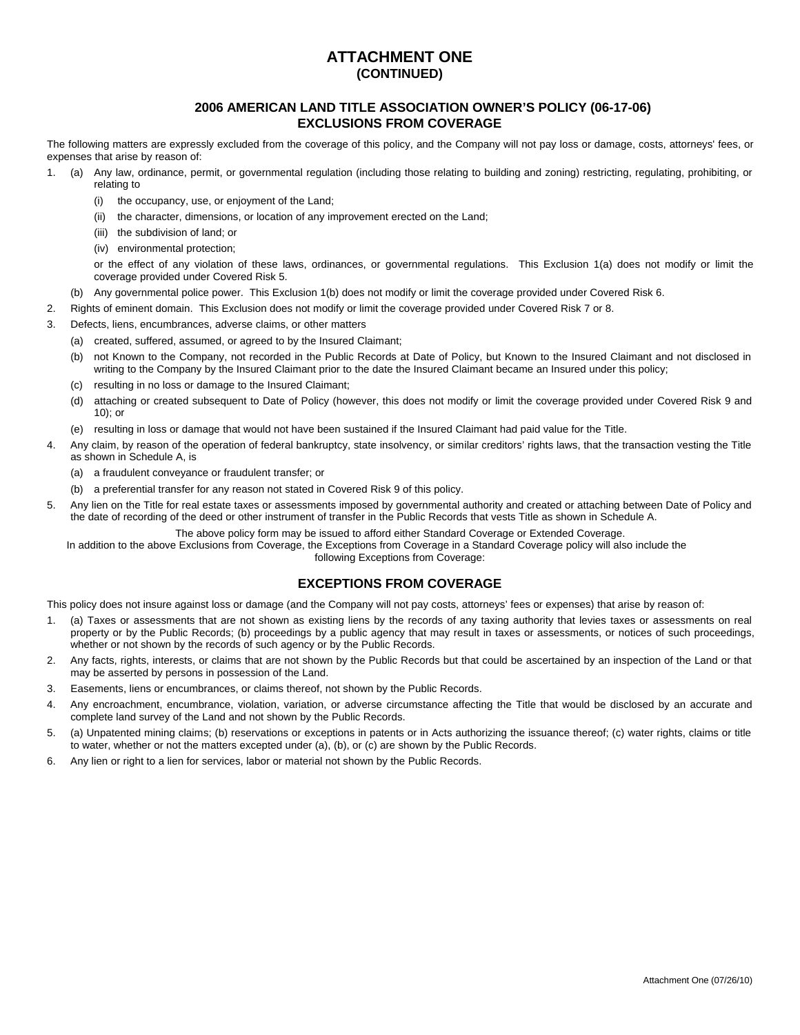# ATTACHMENT ONE
## (CONTINUED)

### 2006 AMERICAN LAND TITLE ASSOCIATION OWNER'S POLICY (06-17-06)
### EXCLUSIONS FROM COVERAGE

The following matters are expressly excluded from the coverage of this policy, and the Company will not pay loss or damage, costs, attorneys' fees, or expenses that arise by reason of:

1. (a) Any law, ordinance, permit, or governmental regulation (including those relating to building and zoning) restricting, regulating, prohibiting, or relating to
   - (i) the occupancy, use, or enjoyment of the Land;
   - (ii) the character, dimensions, or location of any improvement erected on the Land;
   - (iii) the subdivision of land; or
   - (iv) environmental protection;

   or the effect of any violation of these laws, ordinances, or governmental regulations. This Exclusion 1(a) does not modify or limit the coverage provided under Covered Risk 5.

   (b) Any governmental police power. This Exclusion 1(b) does not modify or limit the coverage provided under Covered Risk 6.
2. Rights of eminent domain. This Exclusion does not modify or limit the coverage provided under Covered Risk 7 or 8.
3. Defects, liens, encumbrances, adverse claims, or other matters
   - (a) created, suffered, assumed, or agreed to by the Insured Claimant;
   - (b) not Known to the Company, not recorded in the Public Records at Date of Policy, but Known to the Insured Claimant and not disclosed in writing to the Company by the Insured Claimant prior to the date the Insured Claimant became an Insured under this policy;
   - (c) resulting in no loss or damage to the Insured Claimant;
   - (d) attaching or created subsequent to Date of Policy (however, this does not modify or limit the coverage provided under Covered Risk 9 and 10); or
   - (e) resulting in loss or damage that would not have been sustained if the Insured Claimant had paid value for the Title.
4. Any claim, by reason of the operation of federal bankruptcy, state insolvency, or similar creditors' rights laws, that the transaction vesting the Title as shown in Schedule A, is
   - (a) a fraudulent conveyance or fraudulent transfer; or
   - (b) a preferential transfer for any reason not stated in Covered Risk 9 of this policy.
5. Any lien on the Title for real estate taxes or assessments imposed by governmental authority and created or attaching between Date of Policy and the date of recording of the deed or other instrument of transfer in the Public Records that vests Title as shown in Schedule A.

The above policy form may be issued to afford either Standard Coverage or Extended Coverage. In addition to the above Exclusions from Coverage, the Exceptions from Coverage in a Standard Coverage policy will also include the following Exceptions from Coverage:

### EXCEPTIONS FROM COVERAGE

This policy does not insure against loss or damage (and the Company will not pay costs, attorneys' fees or expenses) that arise by reason of:

1. (a) Taxes or assessments that are not shown as existing liens by the records of any taxing authority that levies taxes or assessments on real property or by the Public Records; (b) proceedings by a public agency that may result in taxes or assessments, or notices of such proceedings, whether or not shown by the records of such agency or by the Public Records.
2. Any facts, rights, interests, or claims that are not shown by the Public Records but that could be ascertained by an inspection of the Land or that may be asserted by persons in possession of the Land.
3. Easements, liens or encumbrances, or claims thereof, not shown by the Public Records.
4. Any encroachment, encumbrance, violation, variation, or adverse circumstance affecting the Title that would be disclosed by an accurate and complete land survey of the Land and not shown by the Public Records.
5. (a) Unpatented mining claims; (b) reservations or exceptions in patents or in Acts authorizing the issuance thereof; (c) water rights, claims or title to water, whether or not the matters excepted under (a), (b), or (c) are shown by the Public Records.
6. Any lien or right to a lien for services, labor or material not shown by the Public Records.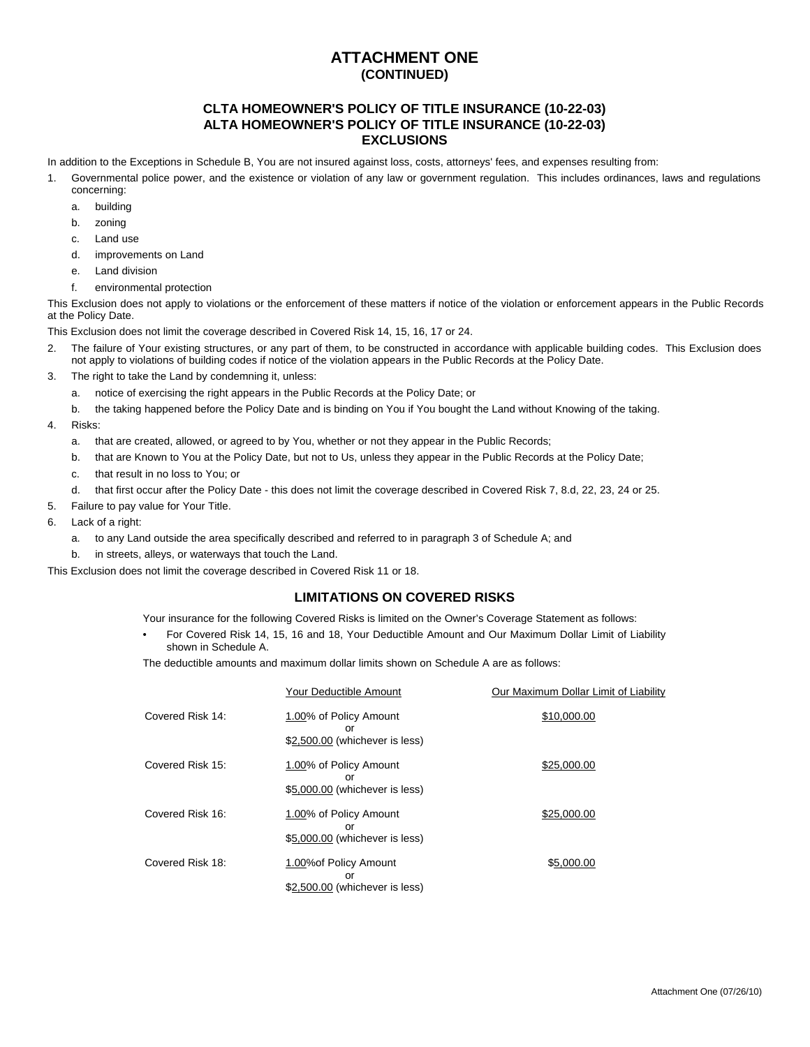# ATTACHMENT ONE
### (CONTINUED)

## CLTA HOMEOWNER'S POLICY OF TITLE INSURANCE (10-22-03)
## ALTA HOMEOWNER'S POLICY OF TITLE INSURANCE (10-22-03)
## EXCLUSIONS

In addition to the Exceptions in Schedule B, You are not insured against loss, costs, attorneys' fees, and expenses resulting from:

1. Governmental police power, and the existence or violation of any law or government regulation. This includes ordinances, laws and regulations concerning:
   a. building
   b. zoning
   c. Land use
   d. improvements on Land
   e. Land division
   f. environmental protection

This Exclusion does not apply to violations or the enforcement of these matters if notice of the violation or enforcement appears in the Public Records at the Policy Date.

This Exclusion does not limit the coverage described in Covered Risk 14, 15, 16, 17 or 24.

2. The failure of Your existing structures, or any part of them, to be constructed in accordance with applicable building codes. This Exclusion does not apply to violations of building codes if notice of the violation appears in the Public Records at the Policy Date.
3. The right to take the Land by condemning it, unless:
   a. notice of exercising the right appears in the Public Records at the Policy Date; or
   b. the taking happened before the Policy Date and is binding on You if You bought the Land without Knowing of the taking.
4. Risks:
   a. that are created, allowed, or agreed to by You, whether or not they appear in the Public Records;
   b. that are Known to You at the Policy Date, but not to Us, unless they appear in the Public Records at the Policy Date;
   c. that result in no loss to You; or
   d. that first occur after the Policy Date - this does not limit the coverage described in Covered Risk 7, 8.d, 22, 23, 24 or 25.
5. Failure to pay value for Your Title.
6. Lack of a right:
   a. to any Land outside the area specifically described and referred to in paragraph 3 of Schedule A; and
   b. in streets, alleys, or waterways that touch the Land.

This Exclusion does not limit the coverage described in Covered Risk 11 or 18.

## LIMITATIONS ON COVERED RISKS

Your insurance for the following Covered Risks is limited on the Owner's Coverage Statement as follows:

- For Covered Risk 14, 15, 16 and 18, Your Deductible Amount and Our Maximum Dollar Limit of Liability shown in Schedule A.

The deductible amounts and maximum dollar limits shown on Schedule A are as follows:

| | Your Deductible Amount | Our Maximum Dollar Limit of Liability |
|---|---|---|
| Covered Risk 14: | 1.00% of Policy Amount or $2,500.00 (whichever is less) | $10,000.00 |
| Covered Risk 15: | 1.00% of Policy Amount or $5,000.00 (whichever is less) | $25,000.00 |
| Covered Risk 16: | 1.00% of Policy Amount or $5,000.00 (whichever is less) | $25,000.00 |
| Covered Risk 18: | 1.00%of Policy Amount or $2,500.00 (whichever is less) | $5,000.00 |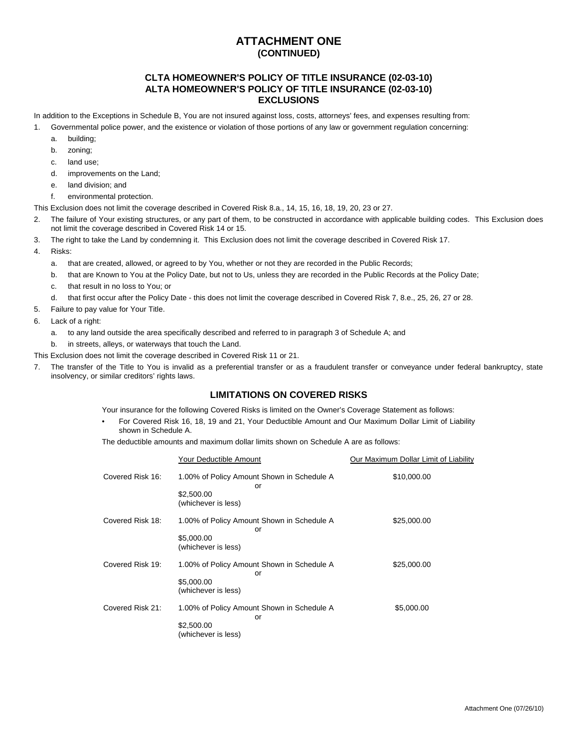# ATTACHMENT ONE
## (CONTINUED)

### CLTA HOMEOWNER'S POLICY OF TITLE INSURANCE (02-03-10)
### ALTA HOMEOWNER'S POLICY OF TITLE INSURANCE (02-03-10)
### EXCLUSIONS

In addition to the Exceptions in Schedule B, You are not insured against loss, costs, attorneys' fees, and expenses resulting from:

1. Governmental police power, and the existence or violation of those portions of any law or government regulation concerning:
   a. building;
   b. zoning;
   c. land use;
   d. improvements on the Land;
   e. land division; and
   f. environmental protection.

This Exclusion does not limit the coverage described in Covered Risk 8.a., 14, 15, 16, 18, 19, 20, 23 or 27.

2. The failure of Your existing structures, or any part of them, to be constructed in accordance with applicable building codes. This Exclusion does not limit the coverage described in Covered Risk 14 or 15.
3. The right to take the Land by condemning it. This Exclusion does not limit the coverage described in Covered Risk 17.
4. Risks:
   a. that are created, allowed, or agreed to by You, whether or not they are recorded in the Public Records;
   b. that are Known to You at the Policy Date, but not to Us, unless they are recorded in the Public Records at the Policy Date;
   c. that result in no loss to You; or
   d. that first occur after the Policy Date - this does not limit the coverage described in Covered Risk 7, 8.e., 25, 26, 27 or 28.
5. Failure to pay value for Your Title.
6. Lack of a right:
   a. to any land outside the area specifically described and referred to in paragraph 3 of Schedule A; and
   b. in streets, alleys, or waterways that touch the Land.

This Exclusion does not limit the coverage described in Covered Risk 11 or 21.

7. The transfer of the Title to You is invalid as a preferential transfer or as a fraudulent transfer or conveyance under federal bankruptcy, state insolvency, or similar creditors' rights laws.

### LIMITATIONS ON COVERED RISKS

Your insurance for the following Covered Risks is limited on the Owner's Coverage Statement as follows:

- For Covered Risk 16, 18, 19 and 21, Your Deductible Amount and Our Maximum Dollar Limit of Liability shown in Schedule A.

The deductible amounts and maximum dollar limits shown on Schedule A are as follows:

| | Your Deductible Amount | Our Maximum Dollar Limit of Liability |
|---|---|---|
| Covered Risk 16: | 1.00% of Policy Amount Shown in Schedule A or $2,500.00 (whichever is less) | $10,000.00 |
| Covered Risk 18: | 1.00% of Policy Amount Shown in Schedule A or $5,000.00 (whichever is less) | $25,000.00 |
| Covered Risk 19: | 1.00% of Policy Amount Shown in Schedule A or $5,000.00 (whichever is less) | $25,000.00 |
| Covered Risk 21: | 1.00% of Policy Amount Shown in Schedule A or $2,500.00 (whichever is less) | $5,000.00 |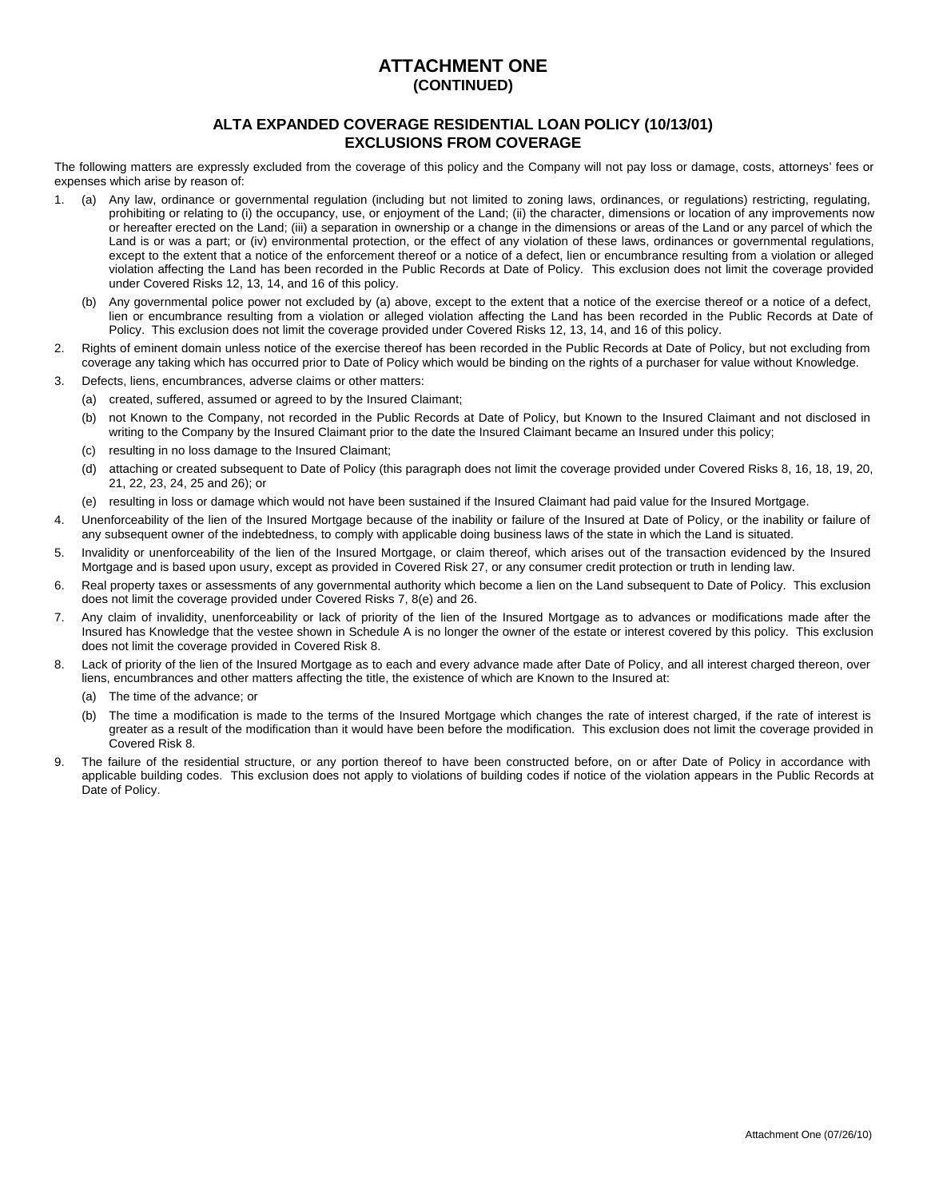# ATTACHMENT ONE
## (CONTINUED)

## ALTA EXPANDED COVERAGE RESIDENTIAL LOAN POLICY (10/13/01)
## EXCLUSIONS FROM COVERAGE

The following matters are expressly excluded from the coverage of this policy and the Company will not pay loss or damage, costs, attorneys' fees or expenses which arise by reason of:

1. (a) Any law, ordinance or governmental regulation (including but not limited to zoning laws, ordinances, or regulations) restricting, regulating, prohibiting or relating to (i) the occupancy, use, or enjoyment of the Land; (ii) the character, dimensions or location of any improvements now or hereafter erected on the Land; (iii) a separation in ownership or a change in the dimensions or areas of the Land or any parcel of which the Land is or was a part; or (iv) environmental protection, or the effect of any violation of these laws, ordinances or governmental regulations, except to the extent that a notice of the enforcement thereof or a notice of a defect, lien or encumbrance resulting from a violation or alleged violation affecting the Land has been recorded in the Public Records at Date of Policy. This exclusion does not limit the coverage provided under Covered Risks 12, 13, 14, and 16 of this policy.

   (b) Any governmental police power not excluded by (a) above, except to the extent that a notice of the exercise thereof or a notice of a defect, lien or encumbrance resulting from a violation or alleged violation affecting the Land has been recorded in the Public Records at Date of Policy. This exclusion does not limit the coverage provided under Covered Risks 12, 13, 14, and 16 of this policy.
2. Rights of eminent domain unless notice of the exercise thereof has been recorded in the Public Records at Date of Policy, but not excluding from coverage any taking which has occurred prior to Date of Policy which would be binding on the rights of a purchaser for value without Knowledge.
3. Defects, liens, encumbrances, adverse claims or other matters:
   (a) created, suffered, assumed or agreed to by the Insured Claimant;
   (b) not Known to the Company, not recorded in the Public Records at Date of Policy, but Known to the Insured Claimant and not disclosed in writing to the Company by the Insured Claimant prior to the date the Insured Claimant became an Insured under this policy;
   (c) resulting in no loss damage to the Insured Claimant;
   (d) attaching or created subsequent to Date of Policy (this paragraph does not limit the coverage provided under Covered Risks 8, 16, 18, 19, 20, 21, 22, 23, 24, 25 and 26); or
   (e) resulting in loss or damage which would not have been sustained if the Insured Claimant had paid value for the Insured Mortgage.
4. Unenforceability of the lien of the Insured Mortgage because of the inability or failure of the Insured at Date of Policy, or the inability or failure of any subsequent owner of the indebtedness, to comply with applicable doing business laws of the state in which the Land is situated.
5. Invalidity or unenforceability of the lien of the Insured Mortgage, or claim thereof, which arises out of the transaction evidenced by the Insured Mortgage and is based upon usury, except as provided in Covered Risk 27, or any consumer credit protection or truth in lending law.
6. Real property taxes or assessments of any governmental authority which become a lien on the Land subsequent to Date of Policy. This exclusion does not limit the coverage provided under Covered Risks 7, 8(e) and 26.
7. Any claim of invalidity, unenforceability or lack of priority of the lien of the Insured Mortgage as to advances or modifications made after the Insured has Knowledge that the vestee shown in Schedule A is no longer the owner of the estate or interest covered by this policy. This exclusion does not limit the coverage provided in Covered Risk 8.
8. Lack of priority of the lien of the Insured Mortgage as to each and every advance made after Date of Policy, and all interest charged thereon, over liens, encumbrances and other matters affecting the title, the existence of which are Known to the Insured at:
   (a) The time of the advance; or
   (b) The time a modification is made to the terms of the Insured Mortgage which changes the rate of interest charged, if the rate of interest is greater as a result of the modification than it would have been before the modification. This exclusion does not limit the coverage provided in Covered Risk 8.
9. The failure of the residential structure, or any portion thereof to have been constructed before, on or after Date of Policy in accordance with applicable building codes. This exclusion does not apply to violations of building codes if notice of the violation appears in the Public Records at Date of Policy.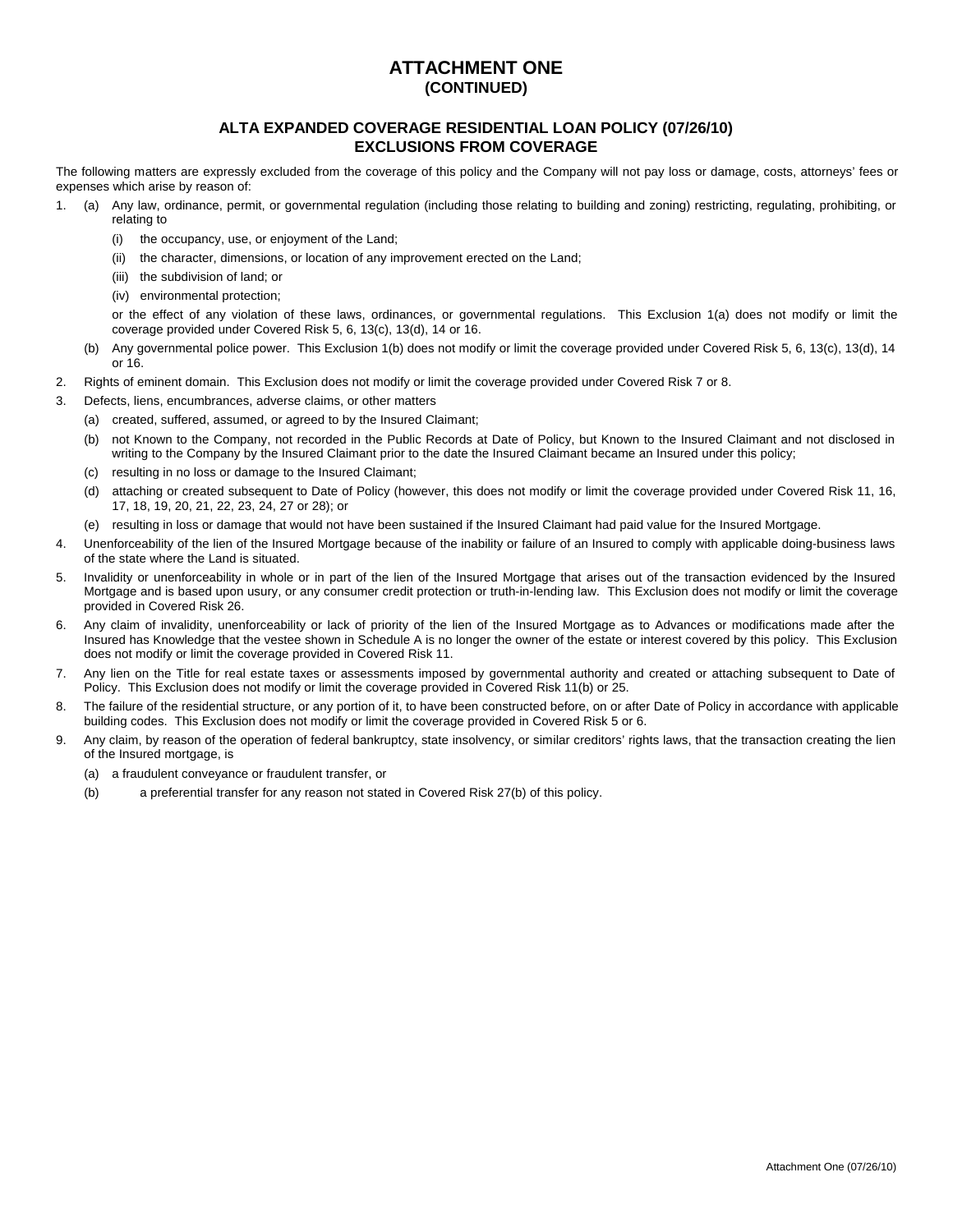# ATTACHMENT ONE
## (CONTINUED)

## ALTA EXPANDED COVERAGE RESIDENTIAL LOAN POLICY (07/26/10)
## EXCLUSIONS FROM COVERAGE

The following matters are expressly excluded from the coverage of this policy and the Company will not pay loss or damage, costs, attorneys' fees or expenses which arise by reason of:

1. (a) Any law, ordinance, permit, or governmental regulation (including those relating to building and zoning) restricting, regulating, prohibiting, or relating to
   - (i) the occupancy, use, or enjoyment of the Land;
   - (ii) the character, dimensions, or location of any improvement erected on the Land;
   - (iii) the subdivision of land; or
   - (iv) environmental protection;

   or the effect of any violation of these laws, ordinances, or governmental regulations. This Exclusion 1(a) does not modify or limit the coverage provided under Covered Risk 5, 6, 13(c), 13(d), 14 or 16.

   (b) Any governmental police power. This Exclusion 1(b) does not modify or limit the coverage provided under Covered Risk 5, 6, 13(c), 13(d), 14 or 16.
2. Rights of eminent domain. This Exclusion does not modify or limit the coverage provided under Covered Risk 7 or 8.
3. Defects, liens, encumbrances, adverse claims, or other matters
   - (a) created, suffered, assumed, or agreed to by the Insured Claimant;
   - (b) not Known to the Company, not recorded in the Public Records at Date of Policy, but Known to the Insured Claimant and not disclosed in writing to the Company by the Insured Claimant prior to the date the Insured Claimant became an Insured under this policy;
   - (c) resulting in no loss or damage to the Insured Claimant;
   - (d) attaching or created subsequent to Date of Policy (however, this does not modify or limit the coverage provided under Covered Risk 11, 16, 17, 18, 19, 20, 21, 22, 23, 24, 27 or 28); or
   - (e) resulting in loss or damage that would not have been sustained if the Insured Claimant had paid value for the Insured Mortgage.
4. Unenforceability of the lien of the Insured Mortgage because of the inability or failure of an Insured to comply with applicable doing-business laws of the state where the Land is situated.
5. Invalidity or unenforceability in whole or in part of the lien of the Insured Mortgage that arises out of the transaction evidenced by the Insured Mortgage and is based upon usury, or any consumer credit protection or truth-in-lending law. This Exclusion does not modify or limit the coverage provided in Covered Risk 26.
6. Any claim of invalidity, unenforceability or lack of priority of the lien of the Insured Mortgage as to Advances or modifications made after the Insured has Knowledge that the vestee shown in Schedule A is no longer the owner of the estate or interest covered by this policy. This Exclusion does not modify or limit the coverage provided in Covered Risk 11.
7. Any lien on the Title for real estate taxes or assessments imposed by governmental authority and created or attaching subsequent to Date of Policy. This Exclusion does not modify or limit the coverage provided in Covered Risk 11(b) or 25.
8. The failure of the residential structure, or any portion of it, to have been constructed before, on or after Date of Policy in accordance with applicable building codes. This Exclusion does not modify or limit the coverage provided in Covered Risk 5 or 6.
9. Any claim, by reason of the operation of federal bankruptcy, state insolvency, or similar creditors' rights laws, that the transaction creating the lien of the Insured mortgage, is
   - (a) a fraudulent conveyance or fraudulent transfer, or
   - (b) a preferential transfer for any reason not stated in Covered Risk 27(b) of this policy.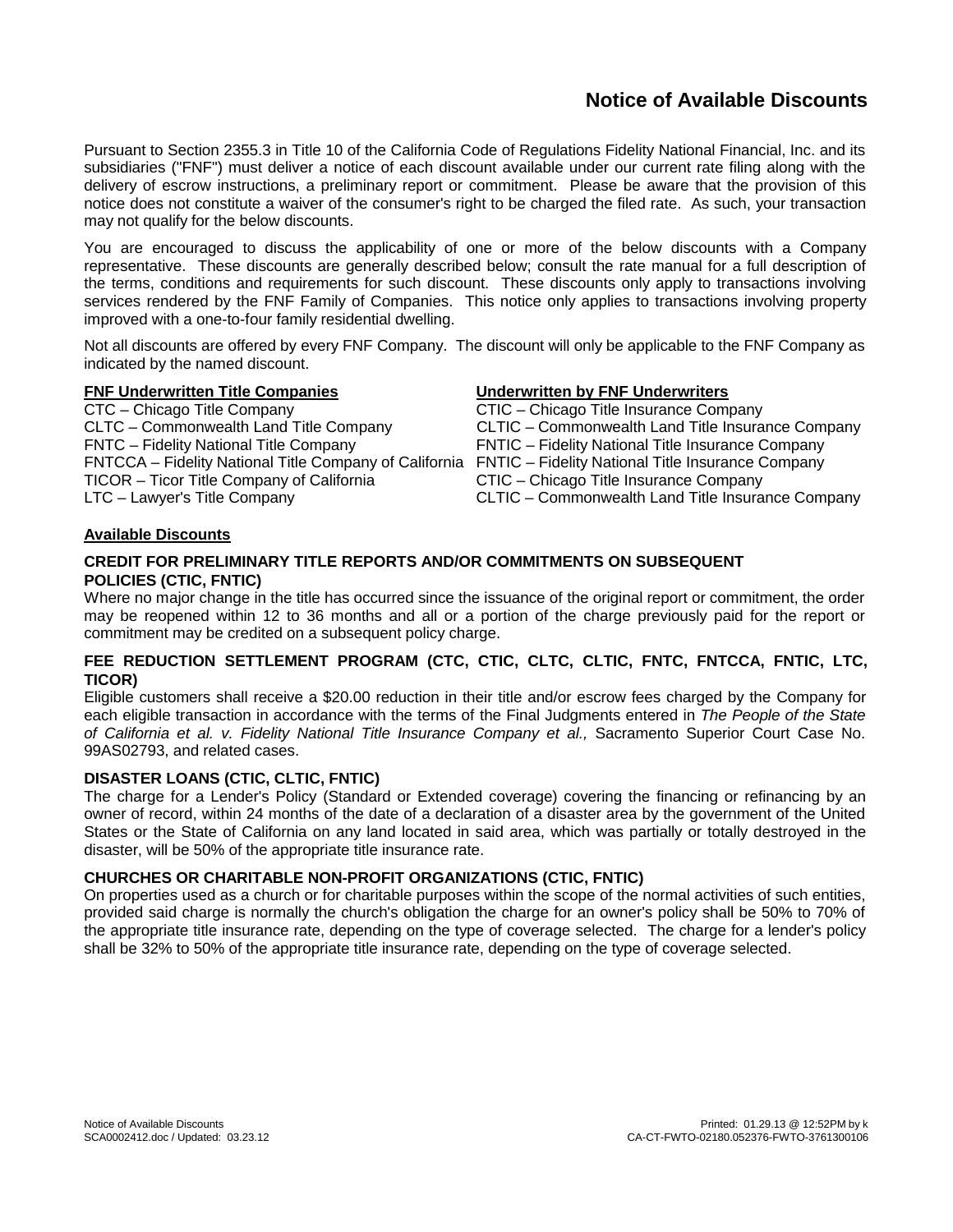# Notice of Available Discounts

Pursuant to Section 2355.3 in Title 10 of the California Code of Regulations Fidelity National Financial, Inc. and its subsidiaries ("FNF") must deliver a notice of each discount available under our current rate filing along with the delivery of escrow instructions, a preliminary report or commitment. Please be aware that the provision of this notice does not constitute a waiver of the consumer's right to be charged the filed rate. As such, your transaction may not qualify for the below discounts.

You are encouraged to discuss the applicability of one or more of the below discounts with a Company representative. These discounts are generally described below; consult the rate manual for a full description of the terms, conditions and requirements for such discount. These discounts only apply to transactions involving services rendered by the FNF Family of Companies. This notice only applies to transactions involving property improved with a one-to-four family residential dwelling.

Not all discounts are offered by every FNF Company. The discount will only be applicable to the FNF Company as indicated by the named discount.

| **FNF Underwritten Title Companies** | **Underwritten by FNF Underwriters** |
|---|---|
| CTC – Chicago Title Company | CTIC – Chicago Title Insurance Company |
| CLTC – Commonwealth Land Title Company | CLTIC – Commonwealth Land Title Insurance Company |
| FNTC – Fidelity National Title Company | FNTIC – Fidelity National Title Insurance Company |
| FNTCCA – Fidelity National Title Company of California | FNTIC – Fidelity National Title Insurance Company |
| TICOR – Ticor Title Company of California | CTIC – Chicago Title Insurance Company |
| LTC – Lawyer's Title Company | CLTIC – Commonwealth Land Title Insurance Company |

**Available Discounts**

**CREDIT FOR PRELIMINARY TITLE REPORTS AND/OR COMMITMENTS ON SUBSEQUENT POLICIES (CTIC, FNTIC)**

Where no major change in the title has occurred since the issuance of the original report or commitment, the order may be reopened within 12 to 36 months and all or a portion of the charge previously paid for the report or commitment may be credited on a subsequent policy charge.

**FEE REDUCTION SETTLEMENT PROGRAM (CTC, CTIC, CLTC, CLTIC, FNTC, FNTCCA, FNTIC, LTC, TICOR)**

Eligible customers shall receive a $20.00 reduction in their title and/or escrow fees charged by the Company for each eligible transaction in accordance with the terms of the Final Judgments entered in *The People of the State of California et al. v. Fidelity National Title Insurance Company et al.,* Sacramento Superior Court Case No. 99AS02793, and related cases.

**DISASTER LOANS (CTIC, CLTIC, FNTIC)**

The charge for a Lender's Policy (Standard or Extended coverage) covering the financing or refinancing by an owner of record, within 24 months of the date of a declaration of a disaster area by the government of the United States or the State of California on any land located in said area, which was partially or totally destroyed in the disaster, will be 50% of the appropriate title insurance rate.

**CHURCHES OR CHARITABLE NON-PROFIT ORGANIZATIONS (CTIC, FNTIC)**

On properties used as a church or for charitable purposes within the scope of the normal activities of such entities, provided said charge is normally the church's obligation the charge for an owner's policy shall be 50% to 70% of the appropriate title insurance rate, depending on the type of coverage selected. The charge for a lender's policy shall be 32% to 50% of the appropriate title insurance rate, depending on the type of coverage selected.